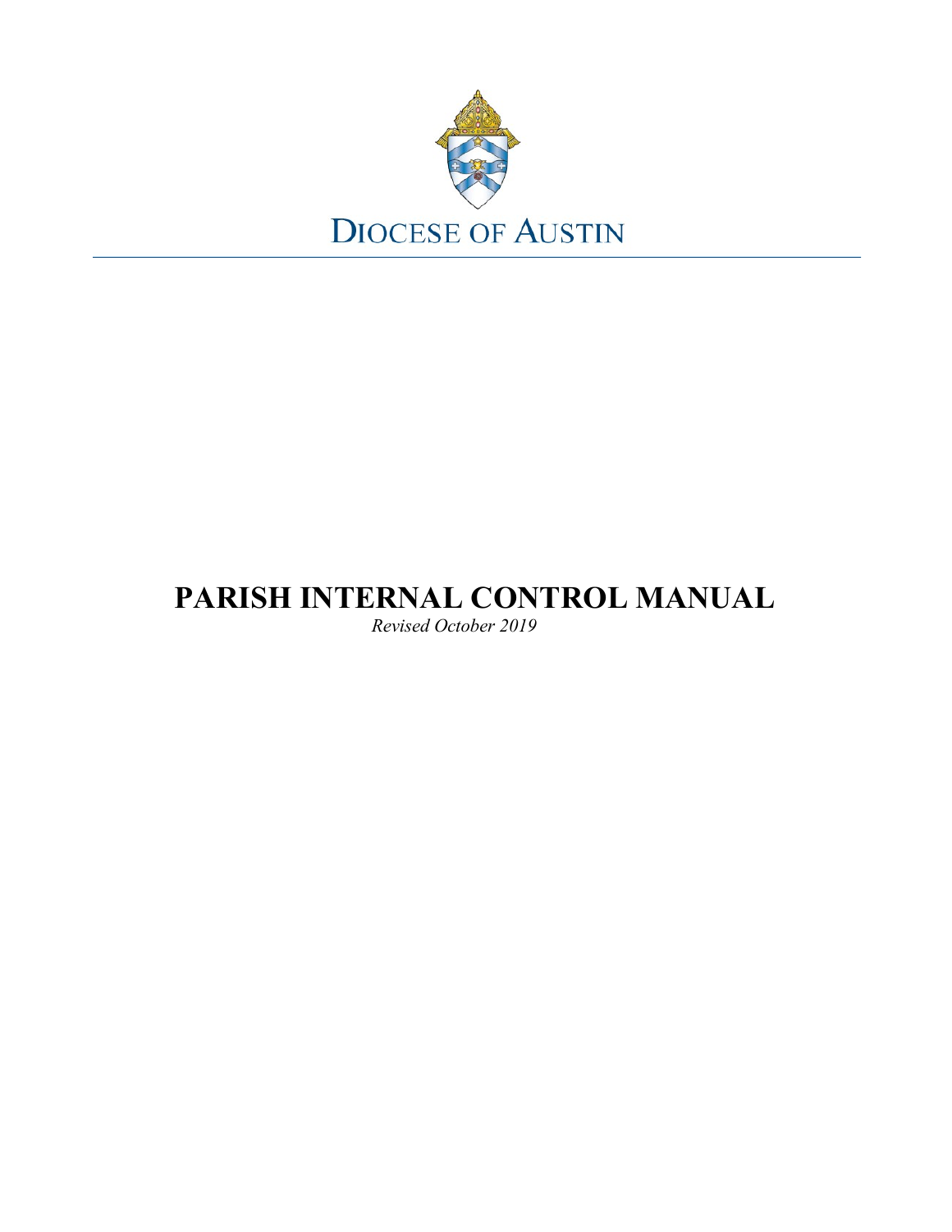DIOCESE OF AUSTIN

# PARISH INTERNAL CONTROL MANUAL

*Revised October 2019*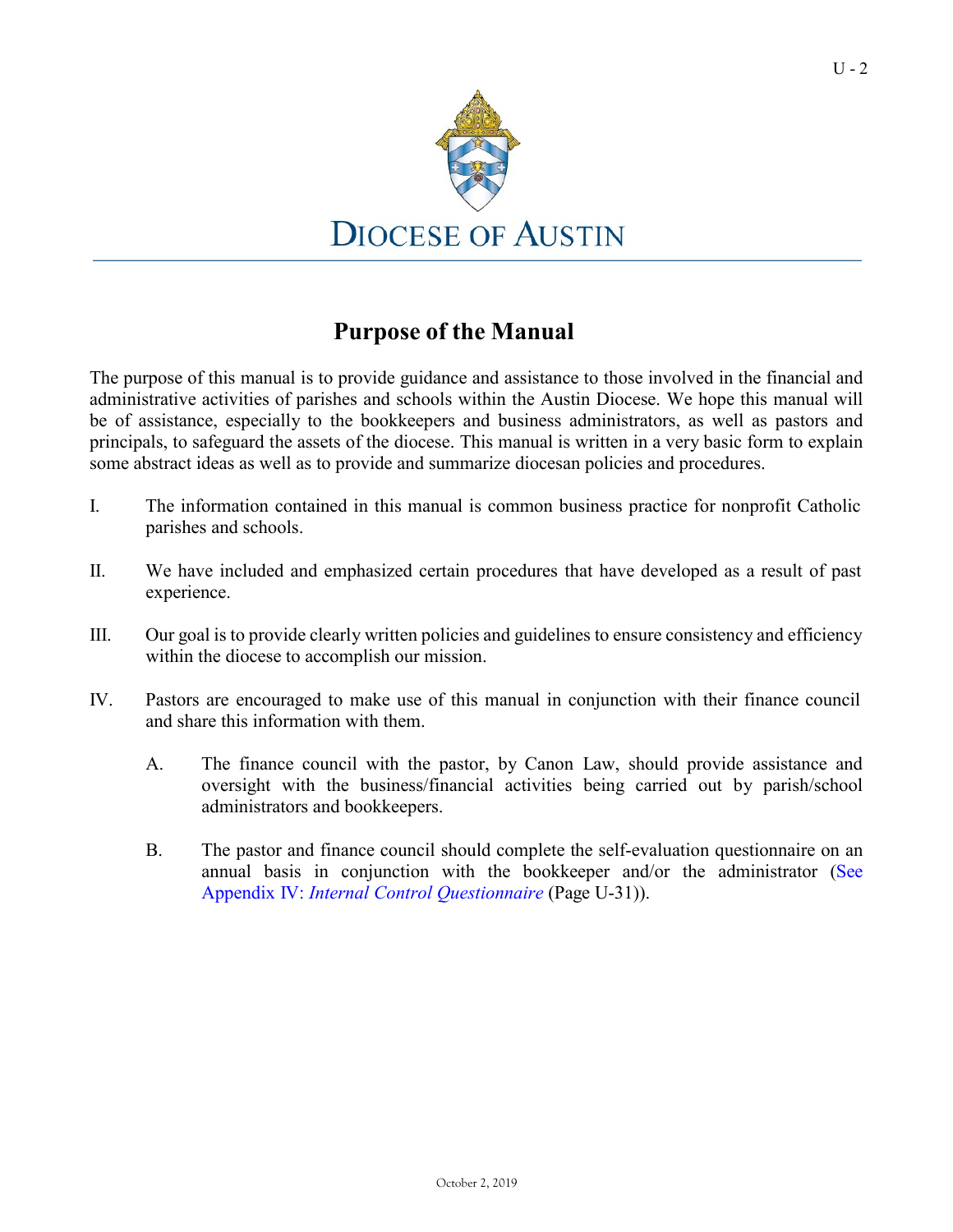DIOCESE OF AUSTIN

# Purpose of the Manual

The purpose of this manual is to provide guidance and assistance to those involved in the financial and administrative activities of parishes and schools within the Austin Diocese. We hope this manual will be of assistance, especially to the bookkeepers and business administrators, as well as pastors and principals, to safeguard the assets of the diocese. This manual is written in a very basic form to explain some abstract ideas as well as to provide and summarize diocesan policies and procedures.

I. The information contained in this manual is common business practice for nonprofit Catholic parishes and schools.

II. We have included and emphasized certain procedures that have developed as a result of past experience.

III. Our goal is to provide clearly written policies and guidelines to ensure consistency and efficiency within the diocese to accomplish our mission.

IV. Pastors are encouraged to make use of this manual in conjunction with their finance council and share this information with them.

   A. The finance council with the pastor, by Canon Law, should provide assistance and oversight with the business/financial activities being carried out by parish/school administrators and bookkeepers.

   B. The pastor and finance council should complete the self-evaluation questionnaire on an annual basis in conjunction with the bookkeeper and/or the administrator (See Appendix IV: *Internal Control Questionnaire* (Page U-31)).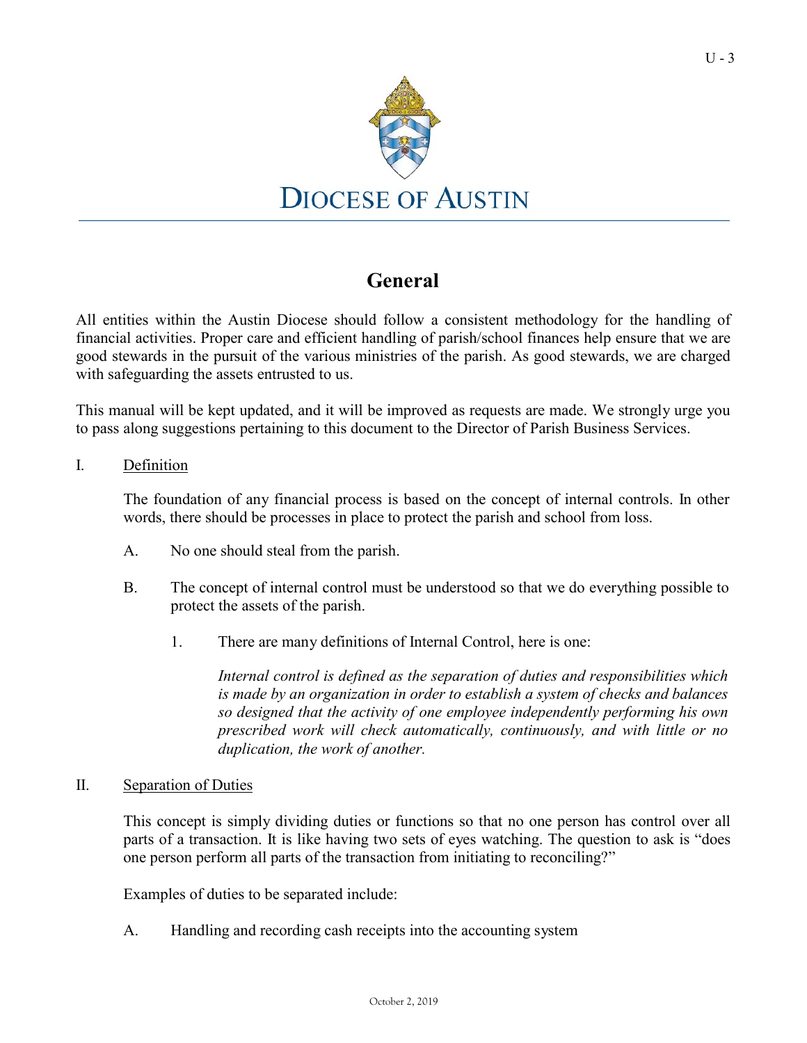# General

All entities within the Austin Diocese should follow a consistent methodology for the handling of financial activities. Proper care and efficient handling of parish/school finances help ensure that we are good stewards in the pursuit of the various ministries of the parish. As good stewards, we are charged with safeguarding the assets entrusted to us.

This manual will be kept updated, and it will be improved as requests are made. We strongly urge you to pass along suggestions pertaining to this document to the Director of Parish Business Services.

I. Definition

The foundation of any financial process is based on the concept of internal controls. In other words, there should be processes in place to protect the parish and school from loss.

A. No one should steal from the parish.

B. The concept of internal control must be understood so that we do everything possible to protect the assets of the parish.

1. There are many definitions of Internal Control, here is one:

*Internal control is defined as the separation of duties and responsibilities which is made by an organization in order to establish a system of checks and balances so designed that the activity of one employee independently performing his own prescribed work will check automatically, continuously, and with little or no duplication, the work of another.*

II. Separation of Duties

This concept is simply dividing duties or functions so that no one person has control over all parts of a transaction. It is like having two sets of eyes watching. The question to ask is "does one person perform all parts of the transaction from initiating to reconciling?"

Examples of duties to be separated include:

A. Handling and recording cash receipts into the accounting system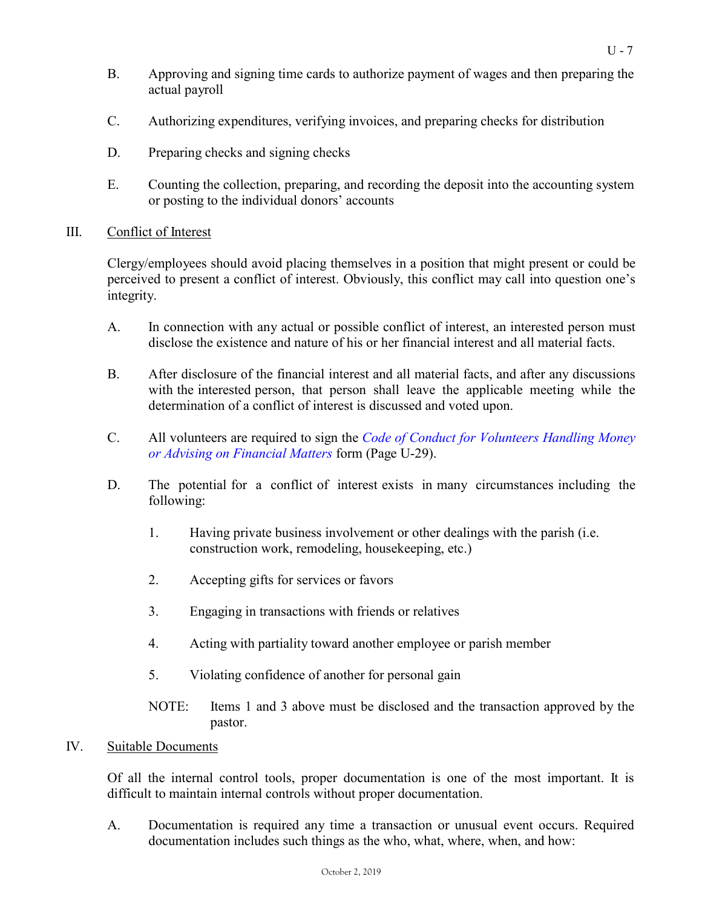B. Approving and signing time cards to authorize payment of wages and then preparing the actual payroll

C. Authorizing expenditures, verifying invoices, and preparing checks for distribution

D. Preparing checks and signing checks

E. Counting the collection, preparing, and recording the deposit into the accounting system or posting to the individual donors' accounts

## III. Conflict of Interest

Clergy/employees should avoid placing themselves in a position that might present or could be perceived to present a conflict of interest. Obviously, this conflict may call into question one's integrity.

A. In connection with any actual or possible conflict of interest, an interested person must disclose the existence and nature of his or her financial interest and all material facts.

B. After disclosure of the financial interest and all material facts, and after any discussions with the interested person, that person shall leave the applicable meeting while the determination of a conflict of interest is discussed and voted upon.

C. All volunteers are required to sign the *Code of Conduct for Volunteers Handling Money or Advising on Financial Matters* form (Page U-29).

D. The potential for a conflict of interest exists in many circumstances including the following:

1. Having private business involvement or other dealings with the parish (i.e. construction work, remodeling, housekeeping, etc.)

2. Accepting gifts for services or favors

3. Engaging in transactions with friends or relatives

4. Acting with partiality toward another employee or parish member

5. Violating confidence of another for personal gain

NOTE: Items 1 and 3 above must be disclosed and the transaction approved by the pastor.

## IV. Suitable Documents

Of all the internal control tools, proper documentation is one of the most important. It is difficult to maintain internal controls without proper documentation.

A. Documentation is required any time a transaction or unusual event occurs. Required documentation includes such things as the who, what, where, when, and how: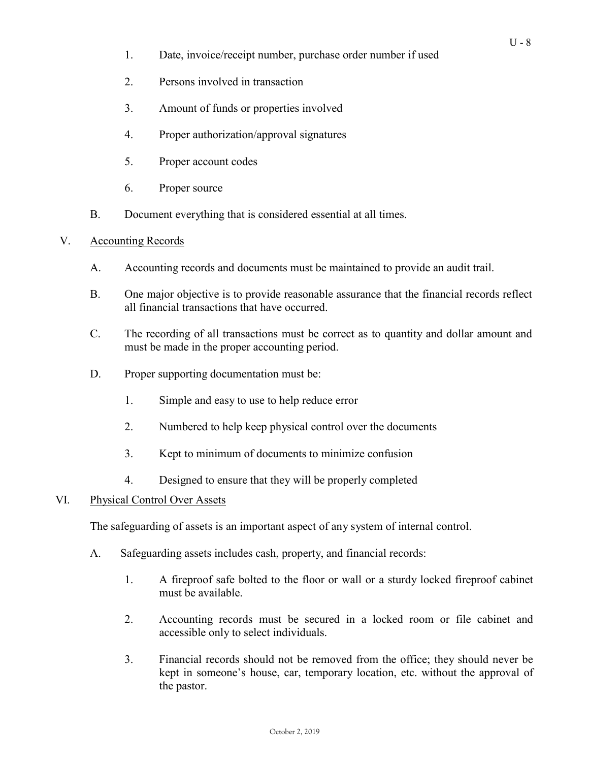1. Date, invoice/receipt number, purchase order number if used

2. Persons involved in transaction

3. Amount of funds or properties involved

4. Proper authorization/approval signatures

5. Proper account codes

6. Proper source

B. Document everything that is considered essential at all times.

V. <u>Accounting Records</u>

A. Accounting records and documents must be maintained to provide an audit trail.

B. One major objective is to provide reasonable assurance that the financial records reflect all financial transactions that have occurred.

C. The recording of all transactions must be correct as to quantity and dollar amount and must be made in the proper accounting period.

D. Proper supporting documentation must be:

1. Simple and easy to use to help reduce error

2. Numbered to help keep physical control over the documents

3. Kept to minimum of documents to minimize confusion

4. Designed to ensure that they will be properly completed

VI. <u>Physical Control Over Assets</u>

The safeguarding of assets is an important aspect of any system of internal control.

A. Safeguarding assets includes cash, property, and financial records:

1. A fireproof safe bolted to the floor or wall or a sturdy locked fireproof cabinet must be available.

2. Accounting records must be secured in a locked room or file cabinet and accessible only to select individuals.

3. Financial records should not be removed from the office; they should never be kept in someone's house, car, temporary location, etc. without the approval of the pastor.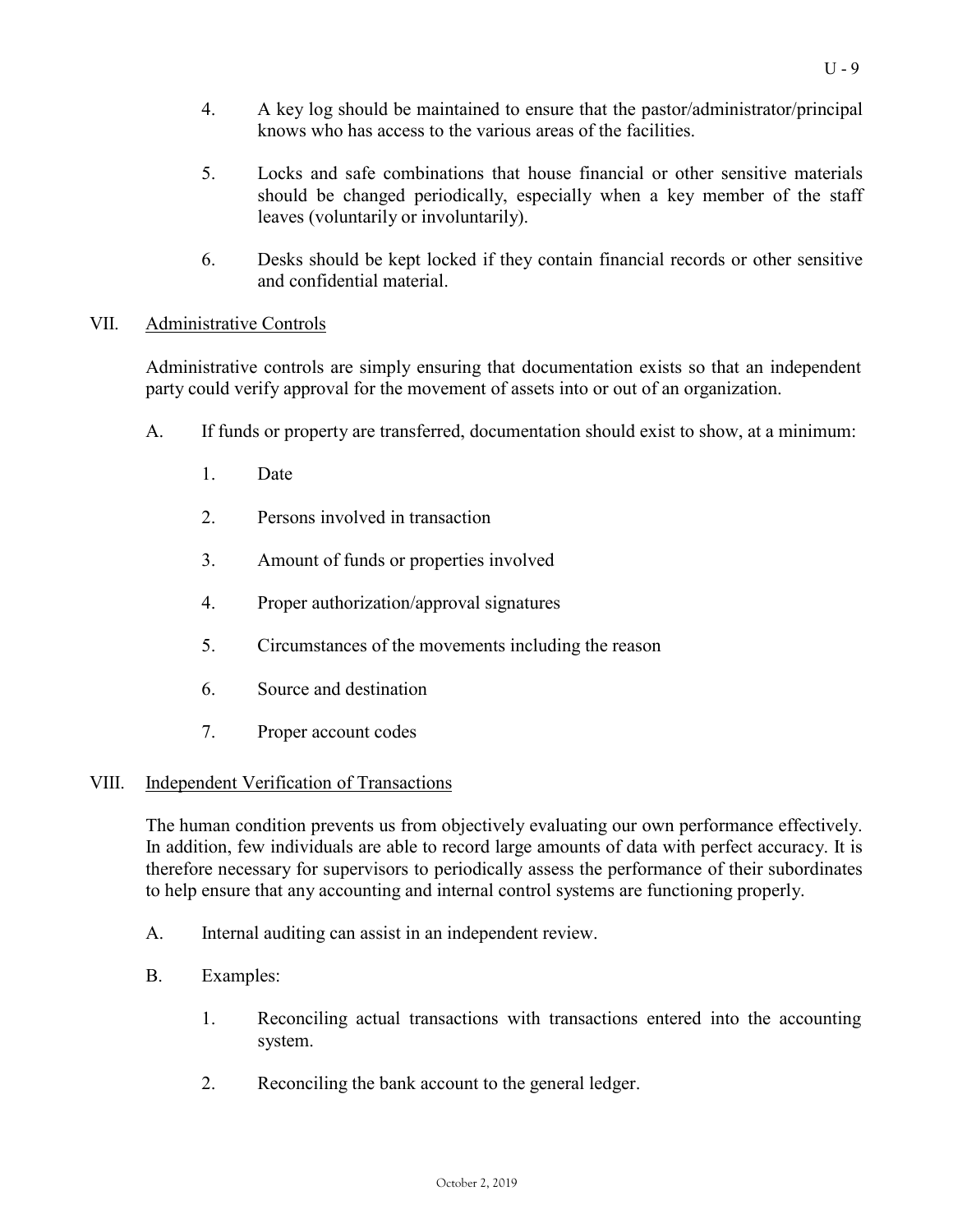4. A key log should be maintained to ensure that the pastor/administrator/principal knows who has access to the various areas of the facilities.

5. Locks and safe combinations that house financial or other sensitive materials should be changed periodically, especially when a key member of the staff leaves (voluntarily or involuntarily).

6. Desks should be kept locked if they contain financial records or other sensitive and confidential material.

## VII. Administrative Controls

Administrative controls are simply ensuring that documentation exists so that an independent party could verify approval for the movement of assets into or out of an organization.

A. If funds or property are transferred, documentation should exist to show, at a minimum:

1. Date
2. Persons involved in transaction
3. Amount of funds or properties involved
4. Proper authorization/approval signatures
5. Circumstances of the movements including the reason
6. Source and destination
7. Proper account codes

## VIII. Independent Verification of Transactions

The human condition prevents us from objectively evaluating our own performance effectively. In addition, few individuals are able to record large amounts of data with perfect accuracy. It is therefore necessary for supervisors to periodically assess the performance of their subordinates to help ensure that any accounting and internal control systems are functioning properly.

A. Internal auditing can assist in an independent review.

B. Examples:

1. Reconciling actual transactions with transactions entered into the accounting system.
2. Reconciling the bank account to the general ledger.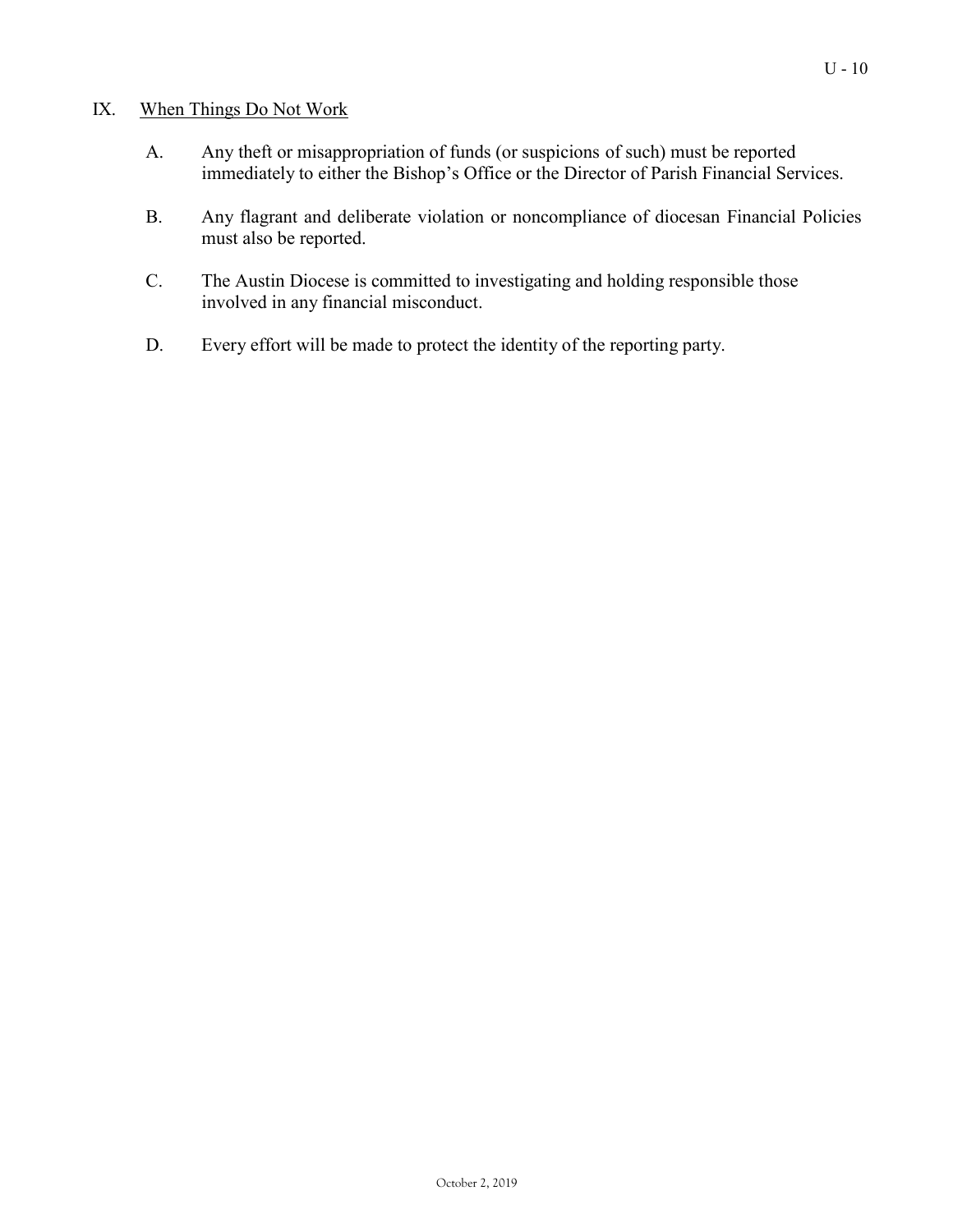## IX. When Things Do Not Work

A. Any theft or misappropriation of funds (or suspicions of such) must be reported immediately to either the Bishop's Office or the Director of Parish Financial Services.

B. Any flagrant and deliberate violation or noncompliance of diocesan Financial Policies must also be reported.

C. The Austin Diocese is committed to investigating and holding responsible those involved in any financial misconduct.

D. Every effort will be made to protect the identity of the reporting party.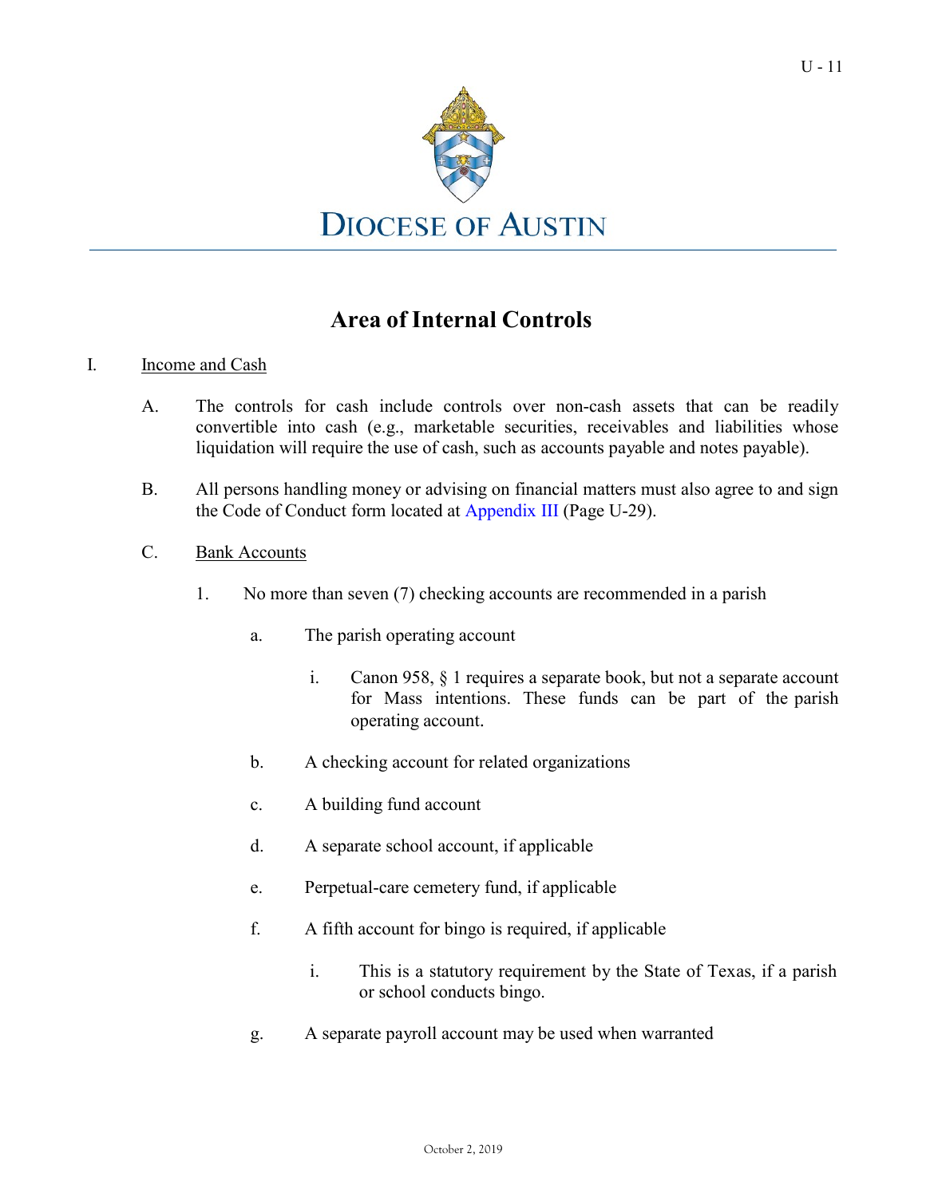# Area of Internal Controls

I. <u>Income and Cash</u>

A. The controls for cash include controls over non-cash assets that can be readily convertible into cash (e.g., marketable securities, receivables and liabilities whose liquidation will require the use of cash, such as accounts payable and notes payable).

B. All persons handling money or advising on financial matters must also agree to and sign the Code of Conduct form located at Appendix III (Page U-29).

C. <u>Bank Accounts</u>

1. No more than seven (7) checking accounts are recommended in a parish

   a. The parish operating account

      i. Canon 958, § 1 requires a separate book, but not a separate account for Mass intentions. These funds can be part of the parish operating account.

   b. A checking account for related organizations

   c. A building fund account

   d. A separate school account, if applicable

   e. Perpetual-care cemetery fund, if applicable

   f. A fifth account for bingo is required, if applicable

      i. This is a statutory requirement by the State of Texas, if a parish or school conducts bingo.

   g. A separate payroll account may be used when warranted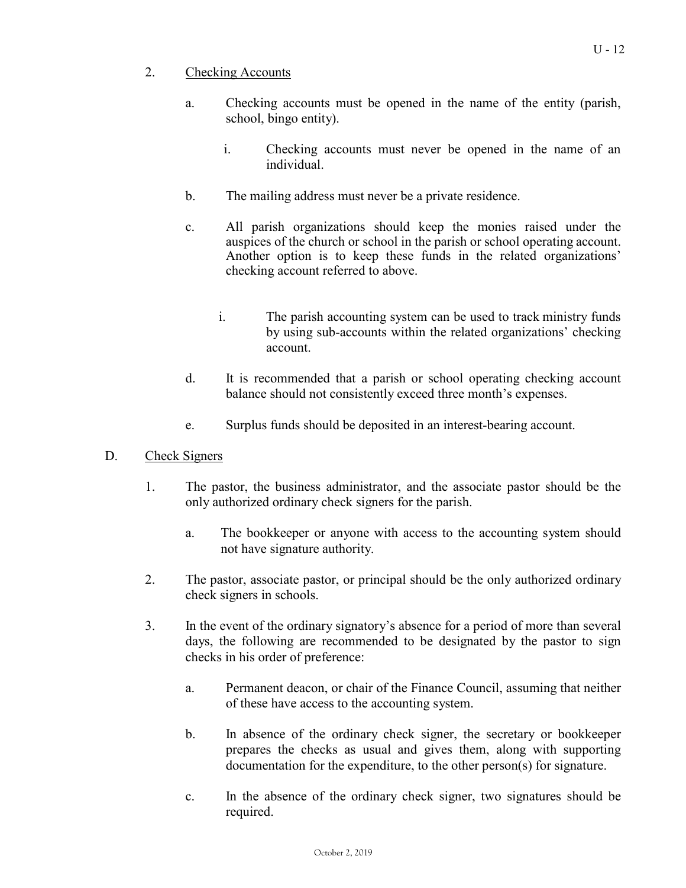2. Checking Accounts

   a. Checking accounts must be opened in the name of the entity (parish, school, bingo entity).

      i. Checking accounts must never be opened in the name of an individual.

   b. The mailing address must never be a private residence.

   c. All parish organizations should keep the monies raised under the auspices of the church or school in the parish or school operating account. Another option is to keep these funds in the related organizations' checking account referred to above.

      i. The parish accounting system can be used to track ministry funds by using sub-accounts within the related organizations' checking account.

   d. It is recommended that a parish or school operating checking account balance should not consistently exceed three month's expenses.

   e. Surplus funds should be deposited in an interest-bearing account.

D. Check Signers

1. The pastor, the business administrator, and the associate pastor should be the only authorized ordinary check signers for the parish.

   a. The bookkeeper or anyone with access to the accounting system should not have signature authority.

2. The pastor, associate pastor, or principal should be the only authorized ordinary check signers in schools.

3. In the event of the ordinary signatory's absence for a period of more than several days, the following are recommended to be designated by the pastor to sign checks in his order of preference:

   a. Permanent deacon, or chair of the Finance Council, assuming that neither of these have access to the accounting system.

   b. In absence of the ordinary check signer, the secretary or bookkeeper prepares the checks as usual and gives them, along with supporting documentation for the expenditure, to the other person(s) for signature.

   c. In the absence of the ordinary check signer, two signatures should be required.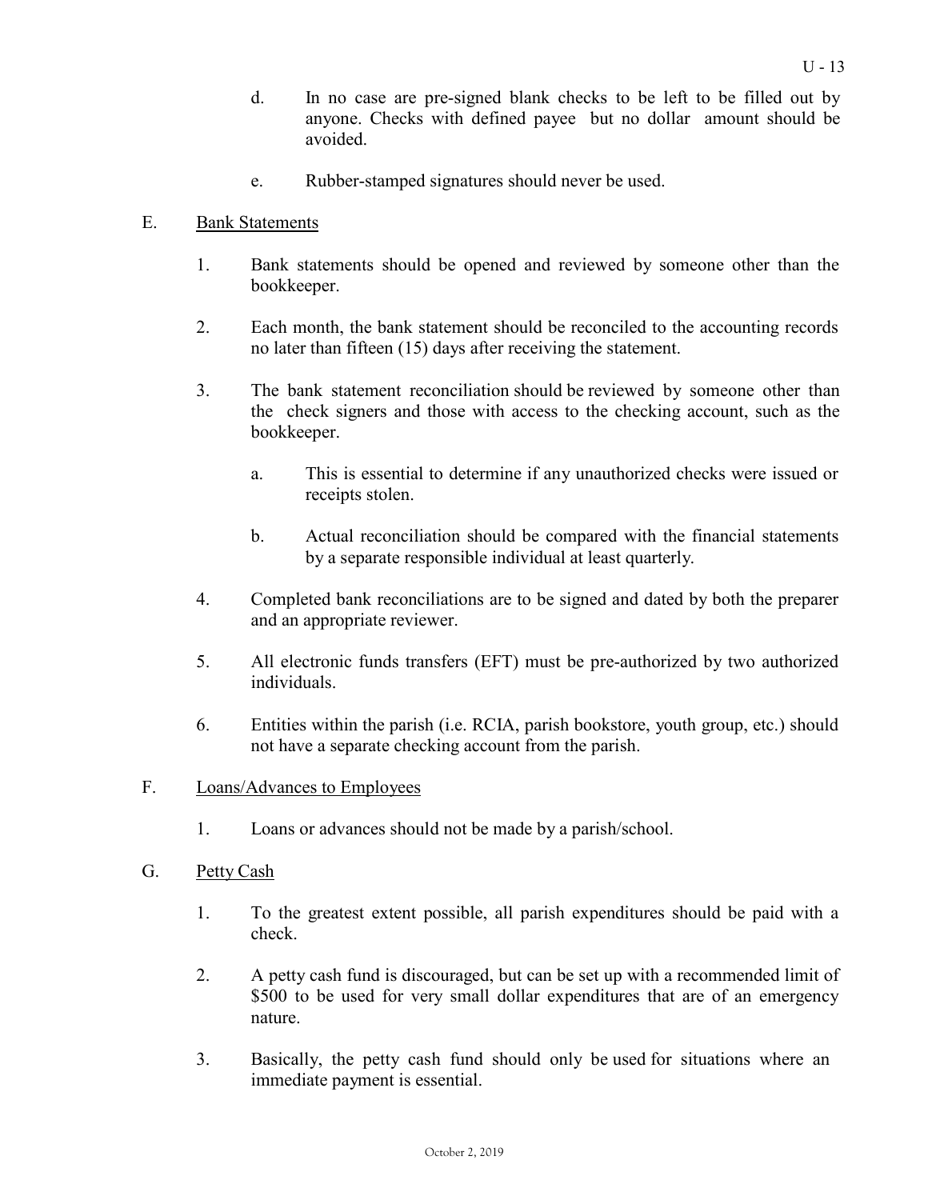d. In no case are pre-signed blank checks to be left to be filled out by anyone. Checks with defined payee but no dollar amount should be avoided.

e. Rubber-stamped signatures should never be used.

E. <u>Bank Statements</u>

1. Bank statements should be opened and reviewed by someone other than the bookkeeper.

2. Each month, the bank statement should be reconciled to the accounting records no later than fifteen (15) days after receiving the statement.

3. The bank statement reconciliation should be reviewed by someone other than the check signers and those with access to the checking account, such as the bookkeeper.

   a. This is essential to determine if any unauthorized checks were issued or receipts stolen.

   b. Actual reconciliation should be compared with the financial statements by a separate responsible individual at least quarterly.

4. Completed bank reconciliations are to be signed and dated by both the preparer and an appropriate reviewer.

5. All electronic funds transfers (EFT) must be pre-authorized by two authorized individuals.

6. Entities within the parish (i.e. RCIA, parish bookstore, youth group, etc.) should not have a separate checking account from the parish.

F. <u>Loans/Advances to Employees</u>

1. Loans or advances should not be made by a parish/school.

G. <u>Petty Cash</u>

1. To the greatest extent possible, all parish expenditures should be paid with a check.

2. A petty cash fund is discouraged, but can be set up with a recommended limit of $500 to be used for very small dollar expenditures that are of an emergency nature.

3. Basically, the petty cash fund should only be used for situations where an immediate payment is essential.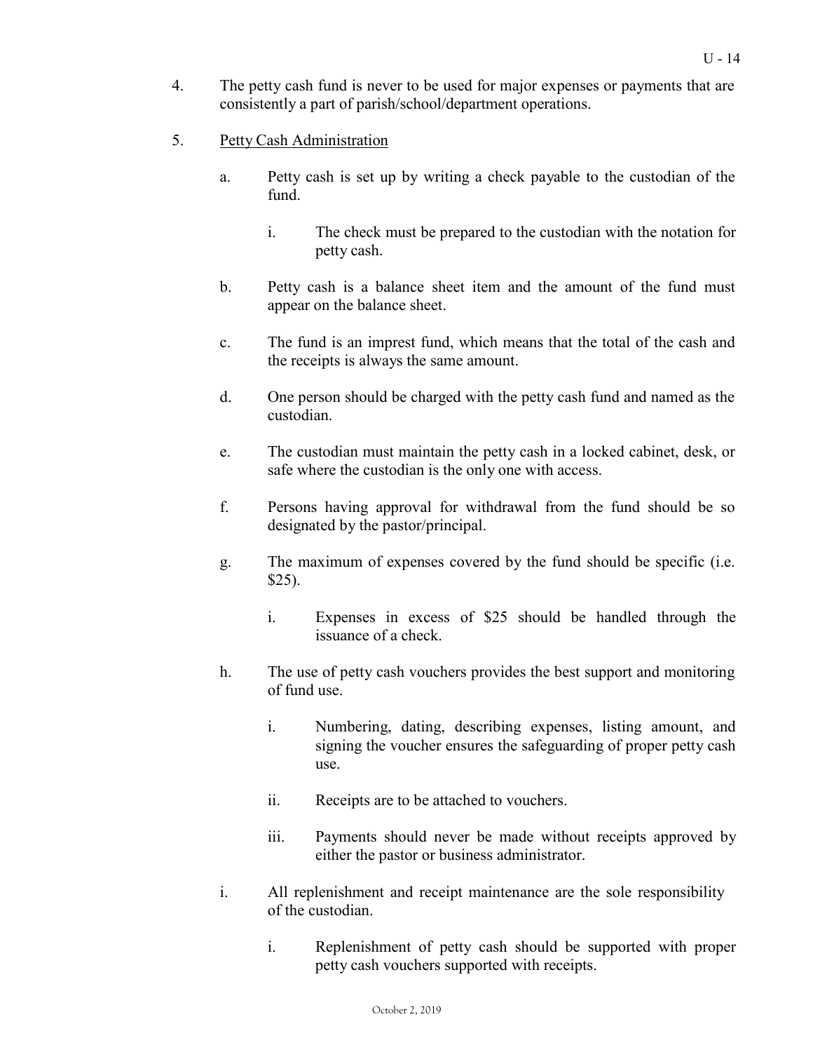4. The petty cash fund is never to be used for major expenses or payments that are consistently a part of parish/school/department operations.

5. <u>Petty Cash Administration</u>

   a. Petty cash is set up by writing a check payable to the custodian of the fund.

      i. The check must be prepared to the custodian with the notation for petty cash.

   b. Petty cash is a balance sheet item and the amount of the fund must appear on the balance sheet.

   c. The fund is an imprest fund, which means that the total of the cash and the receipts is always the same amount.

   d. One person should be charged with the petty cash fund and named as the custodian.

   e. The custodian must maintain the petty cash in a locked cabinet, desk, or safe where the custodian is the only one with access.

   f. Persons having approval for withdrawal from the fund should be so designated by the pastor/principal.

   g. The maximum of expenses covered by the fund should be specific (i.e. $25).

      i. Expenses in excess of $25 should be handled through the issuance of a check.

   h. The use of petty cash vouchers provides the best support and monitoring of fund use.

      i. Numbering, dating, describing expenses, listing amount, and signing the voucher ensures the safeguarding of proper petty cash use.

      ii. Receipts are to be attached to vouchers.

      iii. Payments should never be made without receipts approved by either the pastor or business administrator.

   i. All replenishment and receipt maintenance are the sole responsibility of the custodian.

      i. Replenishment of petty cash should be supported with proper petty cash vouchers supported with receipts.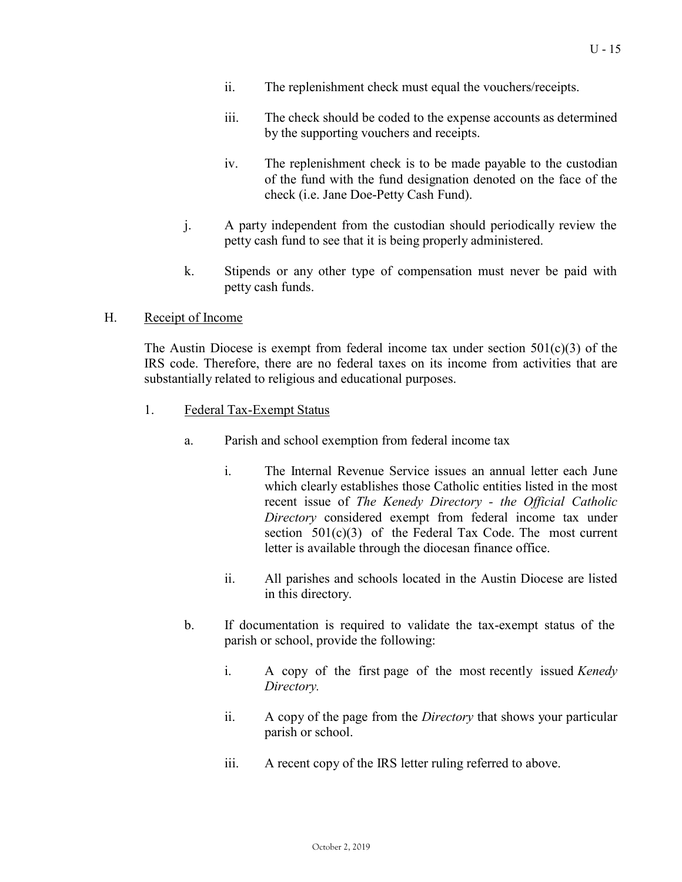ii. The replenishment check must equal the vouchers/receipts.

iii. The check should be coded to the expense accounts as determined by the supporting vouchers and receipts.

iv. The replenishment check is to be made payable to the custodian of the fund with the fund designation denoted on the face of the check (i.e. Jane Doe-Petty Cash Fund).

j. A party independent from the custodian should periodically review the petty cash fund to see that it is being properly administered.

k. Stipends or any other type of compensation must never be paid with petty cash funds.

H. <u>Receipt of Income</u>

The Austin Diocese is exempt from federal income tax under section 501(c)(3) of the IRS code. Therefore, there are no federal taxes on its income from activities that are substantially related to religious and educational purposes.

1. <u>Federal Tax-Exempt Status</u>

a. Parish and school exemption from federal income tax

i. The Internal Revenue Service issues an annual letter each June which clearly establishes those Catholic entities listed in the most recent issue of *The Kenedy Directory - the Official Catholic Directory* considered exempt from federal income tax under section 501(c)(3) of the Federal Tax Code. The most current letter is available through the diocesan finance office.

ii. All parishes and schools located in the Austin Diocese are listed in this directory.

b. If documentation is required to validate the tax-exempt status of the parish or school, provide the following:

i. A copy of the first page of the most recently issued *Kenedy Directory.*

ii. A copy of the page from the *Directory* that shows your particular parish or school.

iii. A recent copy of the IRS letter ruling referred to above.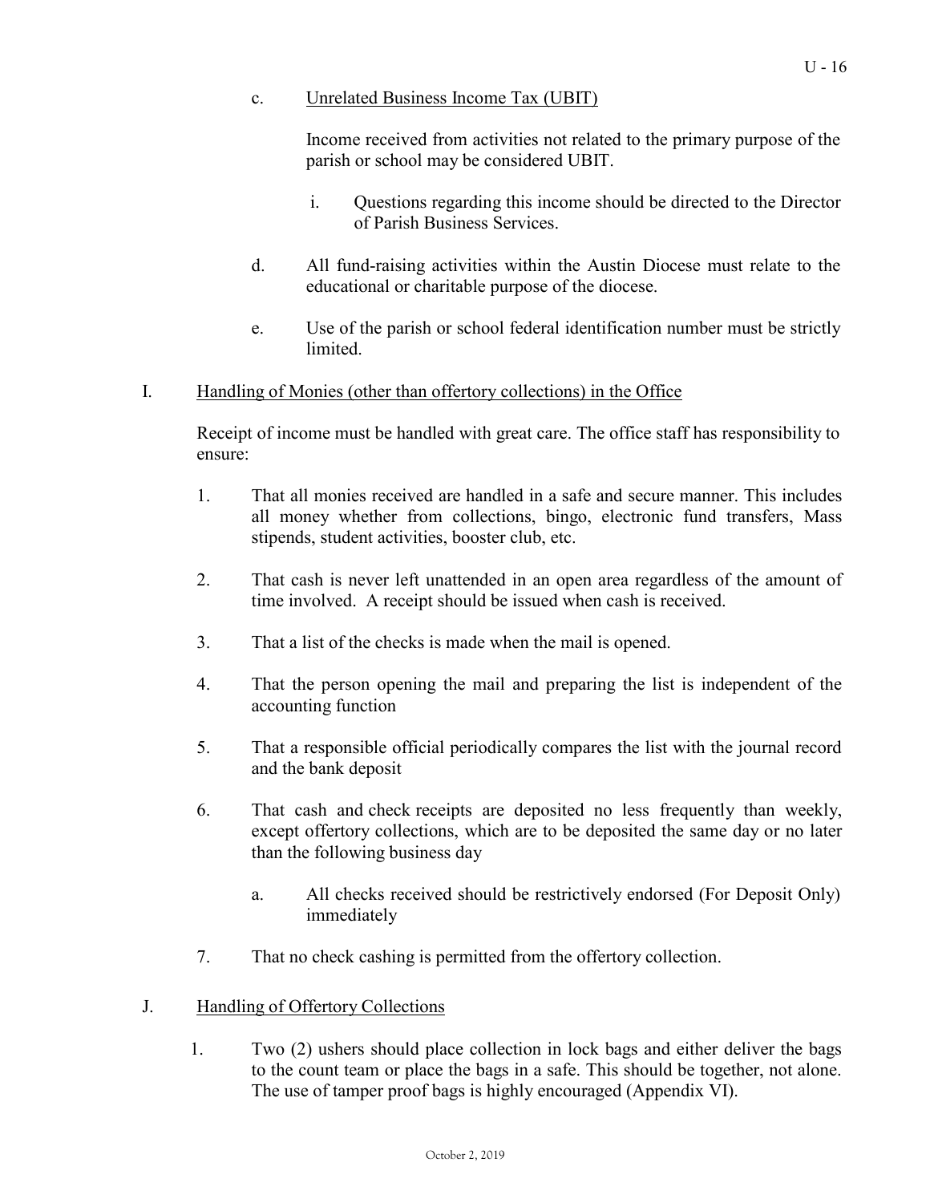c. Unrelated Business Income Tax (UBIT)

   Income received from activities not related to the primary purpose of the parish or school may be considered UBIT.

   i. Questions regarding this income should be directed to the Director of Parish Business Services.

d. All fund-raising activities within the Austin Diocese must relate to the educational or charitable purpose of the diocese.

e. Use of the parish or school federal identification number must be strictly limited.

## I. Handling of Monies (other than offertory collections) in the Office

Receipt of income must be handled with great care. The office staff has responsibility to ensure:

1. That all monies received are handled in a safe and secure manner. This includes all money whether from collections, bingo, electronic fund transfers, Mass stipends, student activities, booster club, etc.

2. That cash is never left unattended in an open area regardless of the amount of time involved. A receipt should be issued when cash is received.

3. That a list of the checks is made when the mail is opened.

4. That the person opening the mail and preparing the list is independent of the accounting function

5. That a responsible official periodically compares the list with the journal record and the bank deposit

6. That cash and check receipts are deposited no less frequently than weekly, except offertory collections, which are to be deposited the same day or no later than the following business day

   a. All checks received should be restrictively endorsed (For Deposit Only) immediately

7. That no check cashing is permitted from the offertory collection.

## J. Handling of Offertory Collections

1. Two (2) ushers should place collection in lock bags and either deliver the bags to the count team or place the bags in a safe. This should be together, not alone. The use of tamper proof bags is highly encouraged (Appendix VI).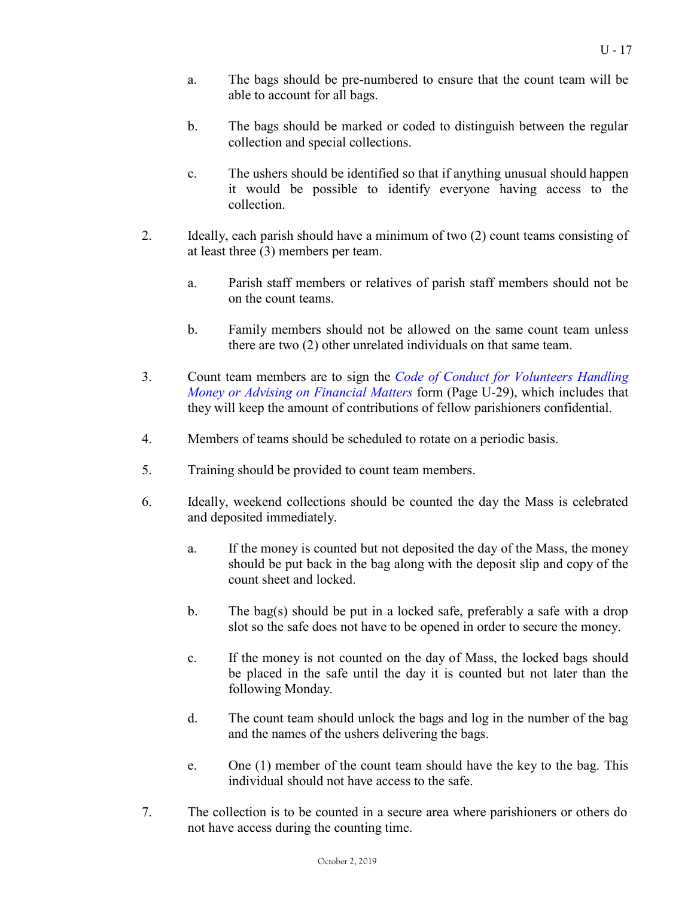a. The bags should be pre-numbered to ensure that the count team will be able to account for all bags.

b. The bags should be marked or coded to distinguish between the regular collection and special collections.

c. The ushers should be identified so that if anything unusual should happen it would be possible to identify everyone having access to the collection.

2. Ideally, each parish should have a minimum of two (2) count teams consisting of at least three (3) members per team.

   a. Parish staff members or relatives of parish staff members should not be on the count teams.

   b. Family members should not be allowed on the same count team unless there are two (2) other unrelated individuals on that same team.

3. Count team members are to sign the *Code of Conduct for Volunteers Handling Money or Advising on Financial Matters* form (Page U-29), which includes that they will keep the amount of contributions of fellow parishioners confidential.

4. Members of teams should be scheduled to rotate on a periodic basis.

5. Training should be provided to count team members.

6. Ideally, weekend collections should be counted the day the Mass is celebrated and deposited immediately.

   a. If the money is counted but not deposited the day of the Mass, the money should be put back in the bag along with the deposit slip and copy of the count sheet and locked.

   b. The bag(s) should be put in a locked safe, preferably a safe with a drop slot so the safe does not have to be opened in order to secure the money.

   c. If the money is not counted on the day of Mass, the locked bags should be placed in the safe until the day it is counted but not later than the following Monday.

   d. The count team should unlock the bags and log in the number of the bag and the names of the ushers delivering the bags.

   e. One (1) member of the count team should have the key to the bag. This individual should not have access to the safe.

7. The collection is to be counted in a secure area where parishioners or others do not have access during the counting time.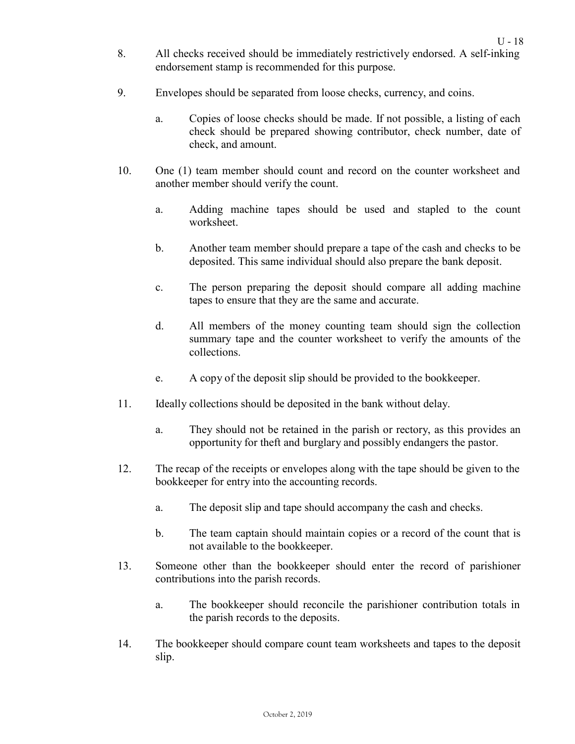8. All checks received should be immediately restrictively endorsed. A self-inking endorsement stamp is recommended for this purpose.

9. Envelopes should be separated from loose checks, currency, and coins.

   a. Copies of loose checks should be made. If not possible, a listing of each check should be prepared showing contributor, check number, date of check, and amount.

10. One (1) team member should count and record on the counter worksheet and another member should verify the count.

    a. Adding machine tapes should be used and stapled to the count worksheet.

    b. Another team member should prepare a tape of the cash and checks to be deposited. This same individual should also prepare the bank deposit.

    c. The person preparing the deposit should compare all adding machine tapes to ensure that they are the same and accurate.

    d. All members of the money counting team should sign the collection summary tape and the counter worksheet to verify the amounts of the collections.

    e. A copy of the deposit slip should be provided to the bookkeeper.

11. Ideally collections should be deposited in the bank without delay.

    a. They should not be retained in the parish or rectory, as this provides an opportunity for theft and burglary and possibly endangers the pastor.

12. The recap of the receipts or envelopes along with the tape should be given to the bookkeeper for entry into the accounting records.

    a. The deposit slip and tape should accompany the cash and checks.

    b. The team captain should maintain copies or a record of the count that is not available to the bookkeeper.

13. Someone other than the bookkeeper should enter the record of parishioner contributions into the parish records.

    a. The bookkeeper should reconcile the parishioner contribution totals in the parish records to the deposits.

14. The bookkeeper should compare count team worksheets and tapes to the deposit slip.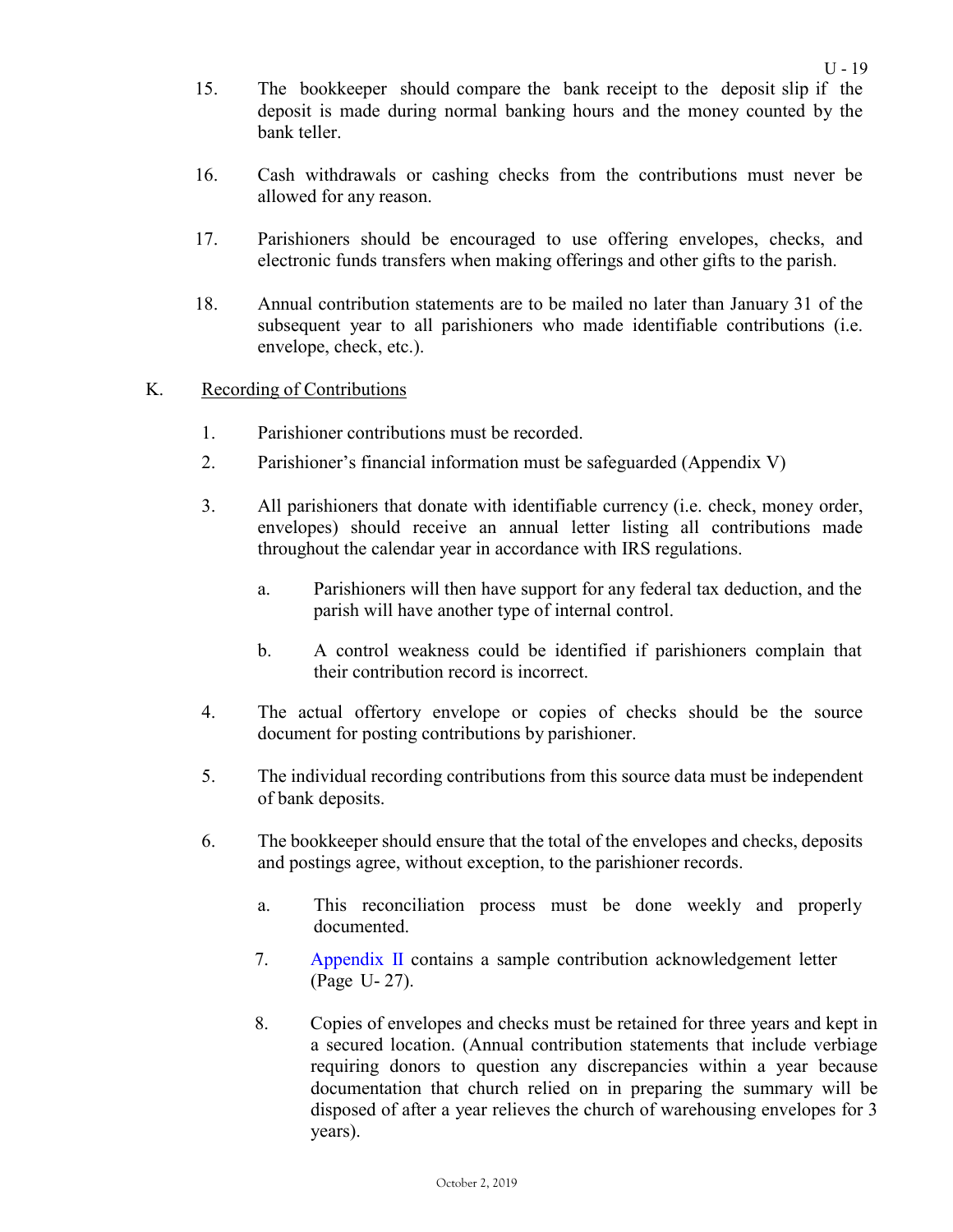15. The bookkeeper should compare the bank receipt to the deposit slip if the deposit is made during normal banking hours and the money counted by the bank teller.

16. Cash withdrawals or cashing checks from the contributions must never be allowed for any reason.

17. Parishioners should be encouraged to use offering envelopes, checks, and electronic funds transfers when making offerings and other gifts to the parish.

18. Annual contribution statements are to be mailed no later than January 31 of the subsequent year to all parishioners who made identifiable contributions (i.e. envelope, check, etc.).

K. Recording of Contributions

1. Parishioner contributions must be recorded.

2. Parishioner's financial information must be safeguarded (Appendix V)

3. All parishioners that donate with identifiable currency (i.e. check, money order, envelopes) should receive an annual letter listing all contributions made throughout the calendar year in accordance with IRS regulations.

   a. Parishioners will then have support for any federal tax deduction, and the parish will have another type of internal control.

   b. A control weakness could be identified if parishioners complain that their contribution record is incorrect.

4. The actual offertory envelope or copies of checks should be the source document for posting contributions by parishioner.

5. The individual recording contributions from this source data must be independent of bank deposits.

6. The bookkeeper should ensure that the total of the envelopes and checks, deposits and postings agree, without exception, to the parishioner records.

   a. This reconciliation process must be done weekly and properly documented.

7. Appendix II contains a sample contribution acknowledgement letter (Page U- 27).

8. Copies of envelopes and checks must be retained for three years and kept in a secured location. (Annual contribution statements that include verbiage requiring donors to question any discrepancies within a year because documentation that church relied on in preparing the summary will be disposed of after a year relieves the church of warehousing envelopes for 3 years).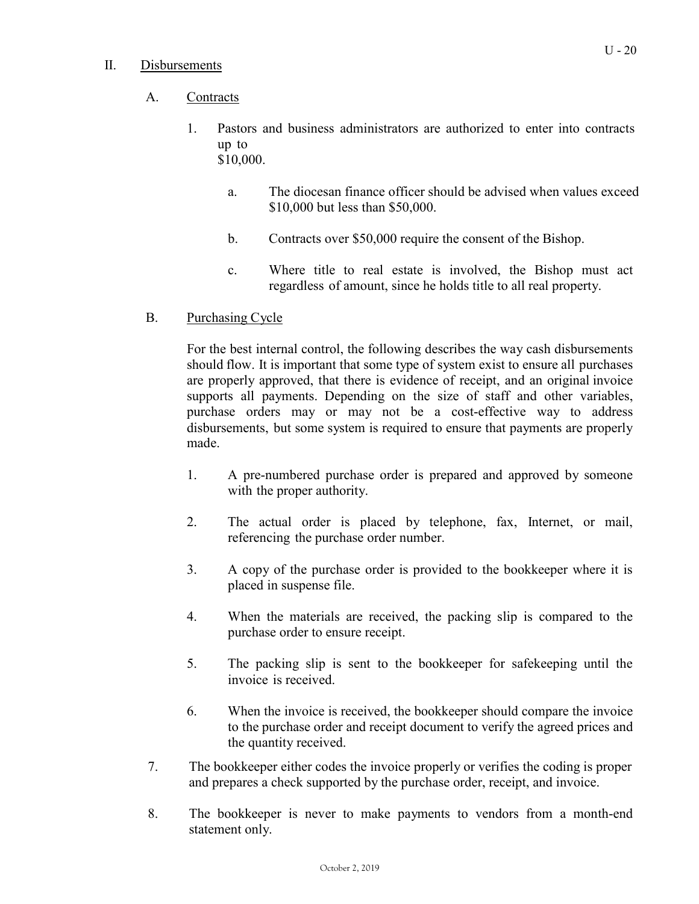## II. Disbursements

### A. Contracts

1. Pastors and business administrators are authorized to enter into contracts up to $10,000.

   a. The diocesan finance officer should be advised when values exceed $10,000 but less than $50,000.

   b. Contracts over $50,000 require the consent of the Bishop.

   c. Where title to real estate is involved, the Bishop must act regardless of amount, since he holds title to all real property.

### B. Purchasing Cycle

For the best internal control, the following describes the way cash disbursements should flow. It is important that some type of system exist to ensure all purchases are properly approved, that there is evidence of receipt, and an original invoice supports all payments. Depending on the size of staff and other variables, purchase orders may or may not be a cost-effective way to address disbursements, but some system is required to ensure that payments are properly made.

1. A pre-numbered purchase order is prepared and approved by someone with the proper authority.
2. The actual order is placed by telephone, fax, Internet, or mail, referencing the purchase order number.
3. A copy of the purchase order is provided to the bookkeeper where it is placed in suspense file.
4. When the materials are received, the packing slip is compared to the purchase order to ensure receipt.
5. The packing slip is sent to the bookkeeper for safekeeping until the invoice is received.
6. When the invoice is received, the bookkeeper should compare the invoice to the purchase order and receipt document to verify the agreed prices and the quantity received.
7. The bookkeeper either codes the invoice properly or verifies the coding is proper and prepares a check supported by the purchase order, receipt, and invoice.
8. The bookkeeper is never to make payments to vendors from a month-end statement only.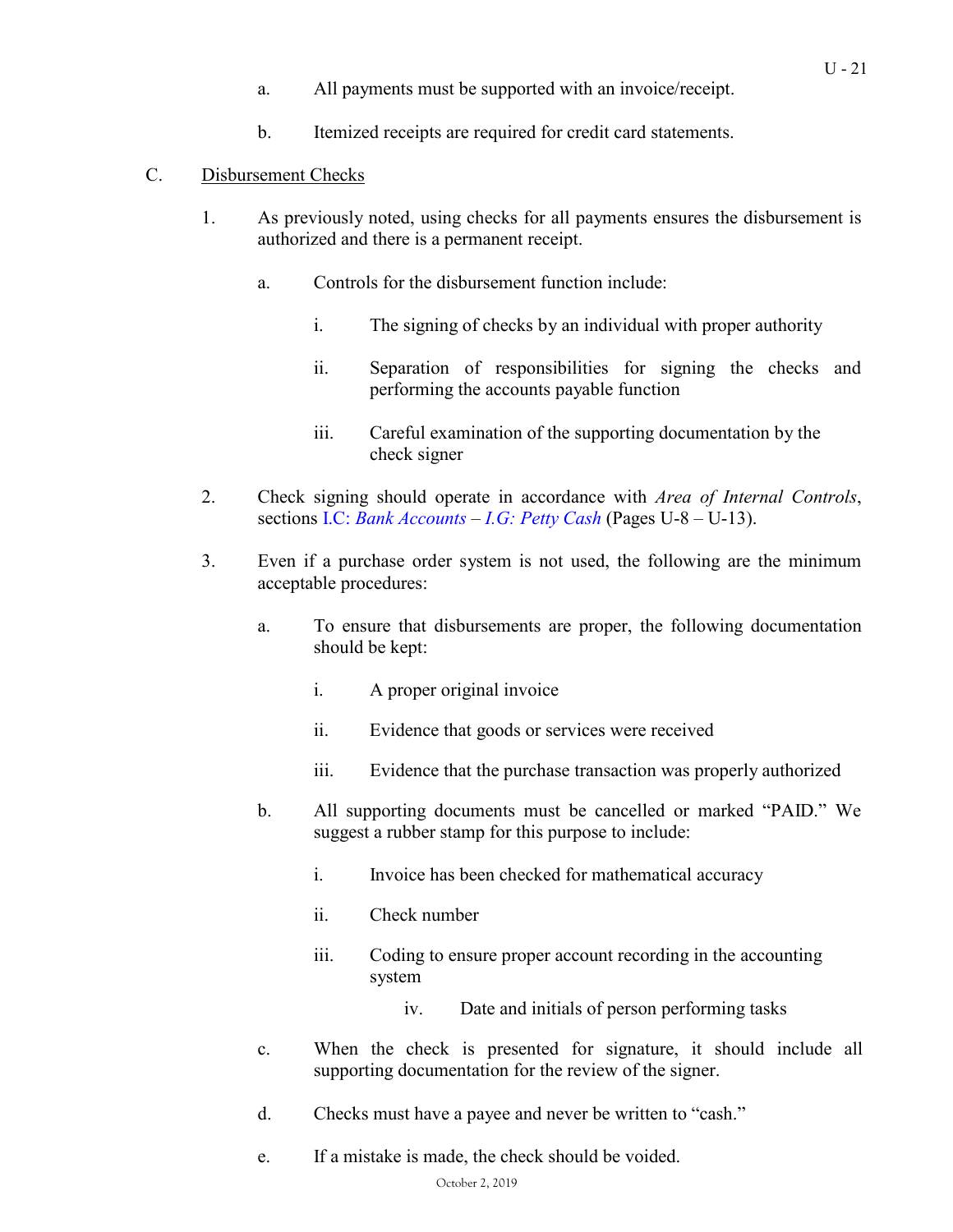a. All payments must be supported with an invoice/receipt.

b. Itemized receipts are required for credit card statements.

C. Disbursement Checks

1. As previously noted, using checks for all payments ensures the disbursement is authorized and there is a permanent receipt.

   a. Controls for the disbursement function include:

      i. The signing of checks by an individual with proper authority

      ii. Separation of responsibilities for signing the checks and performing the accounts payable function

      iii. Careful examination of the supporting documentation by the check signer

2. Check signing should operate in accordance with *Area of Internal Controls*, sections I.C: *Bank Accounts* – *I.G: Petty Cash* (Pages U-8 – U-13).

3. Even if a purchase order system is not used, the following are the minimum acceptable procedures:

   a. To ensure that disbursements are proper, the following documentation should be kept:

      i. A proper original invoice

      ii. Evidence that goods or services were received

      iii. Evidence that the purchase transaction was properly authorized

   b. All supporting documents must be cancelled or marked "PAID." We suggest a rubber stamp for this purpose to include:

      i. Invoice has been checked for mathematical accuracy

      ii. Check number

      iii. Coding to ensure proper account recording in the accounting system

      iv. Date and initials of person performing tasks

   c. When the check is presented for signature, it should include all supporting documentation for the review of the signer.

   d. Checks must have a payee and never be written to "cash."

   e. If a mistake is made, the check should be voided.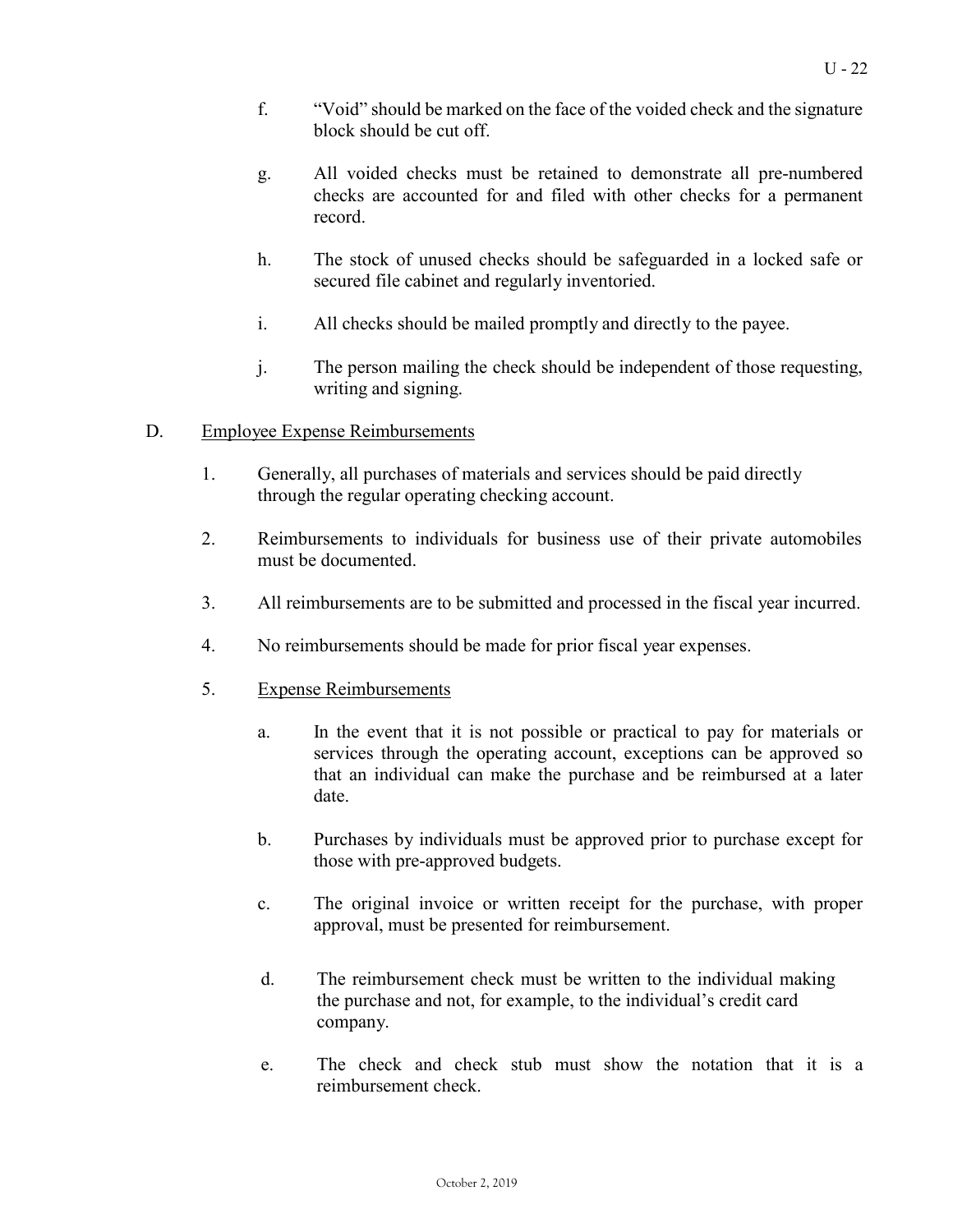f. "Void" should be marked on the face of the voided check and the signature block should be cut off.

g. All voided checks must be retained to demonstrate all pre-numbered checks are accounted for and filed with other checks for a permanent record.

h. The stock of unused checks should be safeguarded in a locked safe or secured file cabinet and regularly inventoried.

i. All checks should be mailed promptly and directly to the payee.

j. The person mailing the check should be independent of those requesting, writing and signing.

D. <u>Employee Expense Reimbursements</u>

1. Generally, all purchases of materials and services should be paid directly through the regular operating checking account.

2. Reimbursements to individuals for business use of their private automobiles must be documented.

3. All reimbursements are to be submitted and processed in the fiscal year incurred.

4. No reimbursements should be made for prior fiscal year expenses.

5. <u>Expense Reimbursements</u>

   a. In the event that it is not possible or practical to pay for materials or services through the operating account, exceptions can be approved so that an individual can make the purchase and be reimbursed at a later date.

   b. Purchases by individuals must be approved prior to purchase except for those with pre-approved budgets.

   c. The original invoice or written receipt for the purchase, with proper approval, must be presented for reimbursement.

   d. The reimbursement check must be written to the individual making the purchase and not, for example, to the individual's credit card company.

   e. The check and check stub must show the notation that it is a reimbursement check.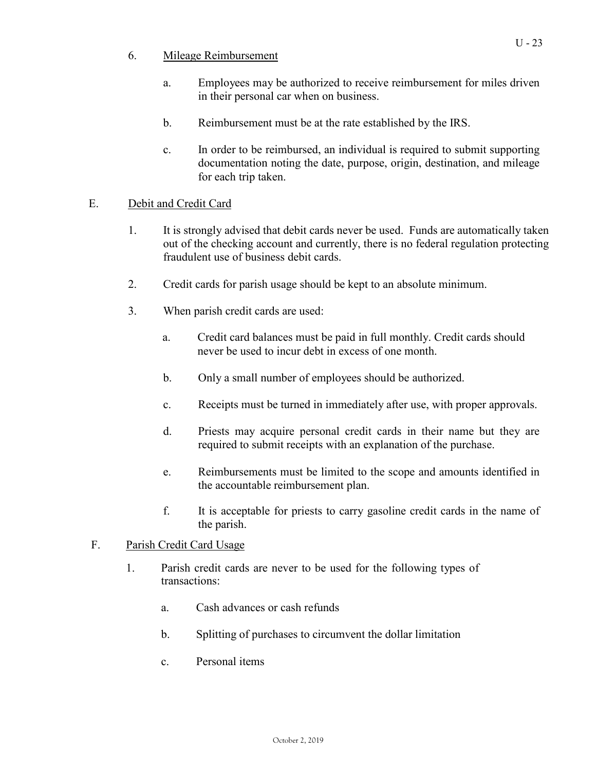6. Mileage Reimbursement

   a. Employees may be authorized to receive reimbursement for miles driven in their personal car when on business.

   b. Reimbursement must be at the rate established by the IRS.

   c. In order to be reimbursed, an individual is required to submit supporting documentation noting the date, purpose, origin, destination, and mileage for each trip taken.

E. Debit and Credit Card

   1. It is strongly advised that debit cards never be used. Funds are automatically taken out of the checking account and currently, there is no federal regulation protecting fraudulent use of business debit cards.

   2. Credit cards for parish usage should be kept to an absolute minimum.

   3. When parish credit cards are used:

      a. Credit card balances must be paid in full monthly. Credit cards should never be used to incur debt in excess of one month.

      b. Only a small number of employees should be authorized.

      c. Receipts must be turned in immediately after use, with proper approvals.

      d. Priests may acquire personal credit cards in their name but they are required to submit receipts with an explanation of the purchase.

      e. Reimbursements must be limited to the scope and amounts identified in the accountable reimbursement plan.

      f. It is acceptable for priests to carry gasoline credit cards in the name of the parish.

F. Parish Credit Card Usage

   1. Parish credit cards are never to be used for the following types of transactions:

      a. Cash advances or cash refunds

      b. Splitting of purchases to circumvent the dollar limitation

      c. Personal items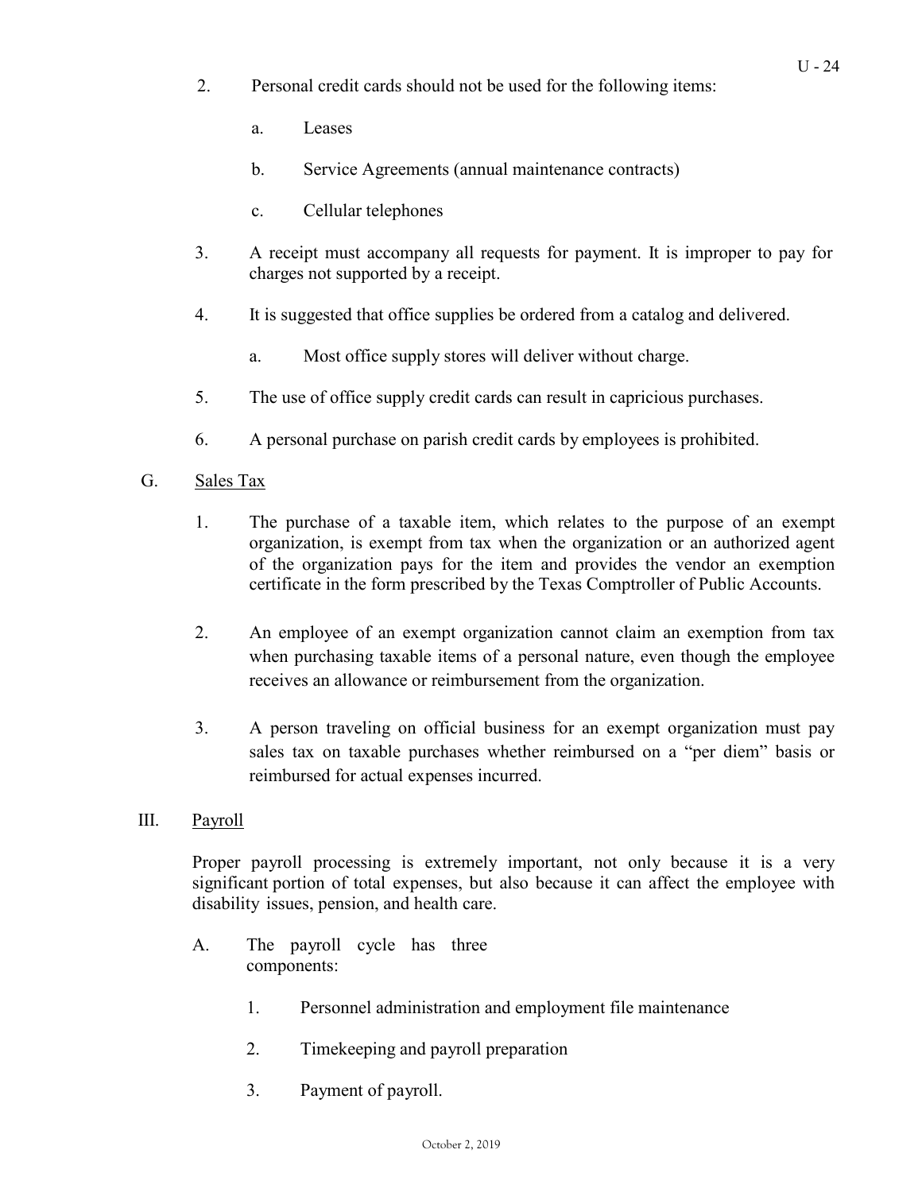2. Personal credit cards should not be used for the following items:

   a. Leases

   b. Service Agreements (annual maintenance contracts)

   c. Cellular telephones

3. A receipt must accompany all requests for payment. It is improper to pay for charges not supported by a receipt.

4. It is suggested that office supplies be ordered from a catalog and delivered.

   a. Most office supply stores will deliver without charge.

5. The use of office supply credit cards can result in capricious purchases.

6. A personal purchase on parish credit cards by employees is prohibited.

G. <u>Sales Tax</u>

1. The purchase of a taxable item, which relates to the purpose of an exempt organization, is exempt from tax when the organization or an authorized agent of the organization pays for the item and provides the vendor an exemption certificate in the form prescribed by the Texas Comptroller of Public Accounts.

2. An employee of an exempt organization cannot claim an exemption from tax when purchasing taxable items of a personal nature, even though the employee receives an allowance or reimbursement from the organization.

3. A person traveling on official business for an exempt organization must pay sales tax on taxable purchases whether reimbursed on a "per diem" basis or reimbursed for actual expenses incurred.

III. <u>Payroll</u>

Proper payroll processing is extremely important, not only because it is a very significant portion of total expenses, but also because it can affect the employee with disability issues, pension, and health care.

A. The payroll cycle has three components:

   1. Personnel administration and employment file maintenance

   2. Timekeeping and payroll preparation

   3. Payment of payroll.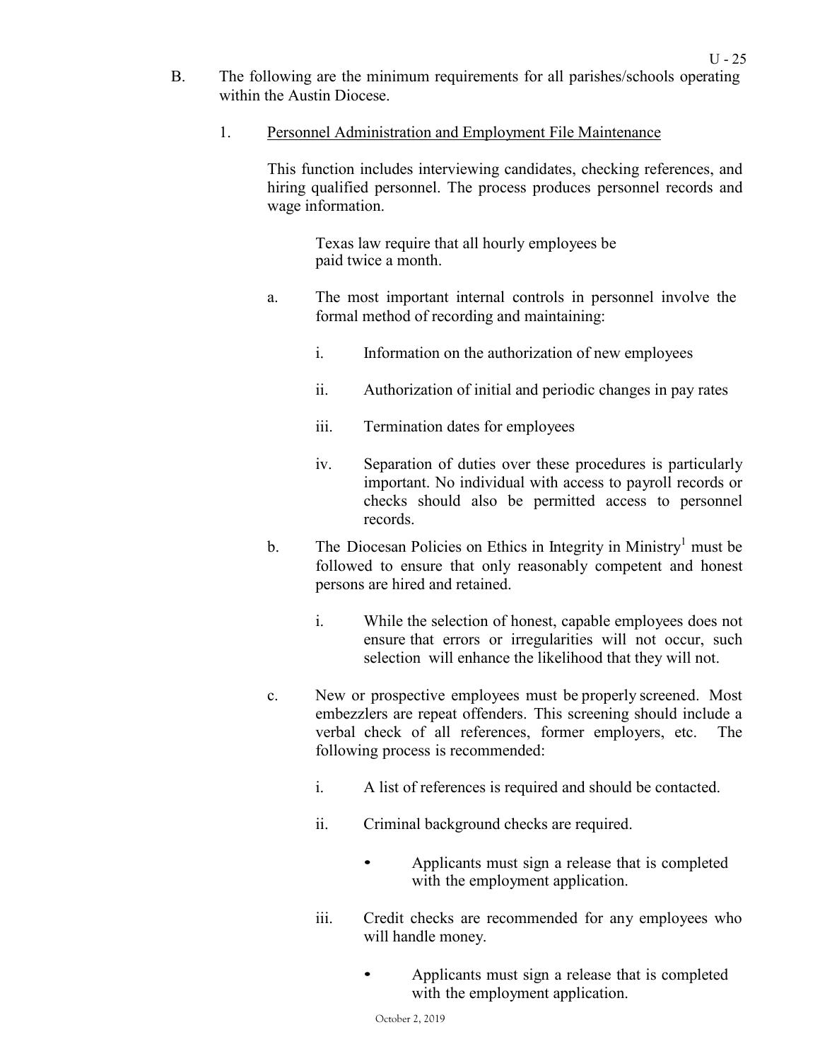B. The following are the minimum requirements for all parishes/schools operating within the Austin Diocese.

1. <u>Personnel Administration and Employment File Maintenance</u>

   This function includes interviewing candidates, checking references, and hiring qualified personnel. The process produces personnel records and wage information.

   > Texas law require that all hourly employees be paid twice a month.

   a. The most important internal controls in personnel involve the formal method of recording and maintaining:

      i. Information on the authorization of new employees

      ii. Authorization of initial and periodic changes in pay rates

      iii. Termination dates for employees

      iv. Separation of duties over these procedures is particularly important. No individual with access to payroll records or checks should also be permitted access to personnel records.

   b. The Diocesan Policies on Ethics in Integrity in Ministry[1] must be followed to ensure that only reasonably competent and honest persons are hired and retained.

      i. While the selection of honest, capable employees does not ensure that errors or irregularities will not occur, such selection will enhance the likelihood that they will not.

   c. New or prospective employees must be properly screened. Most embezzlers are repeat offenders. This screening should include a verbal check of all references, former employers, etc. The following process is recommended:

      i. A list of references is required and should be contacted.

      ii. Criminal background checks are required.

         - Applicants must sign a release that is completed with the employment application.

      iii. Credit checks are recommended for any employees who will handle money.

         - Applicants must sign a release that is completed with the employment application.

October 2, 2019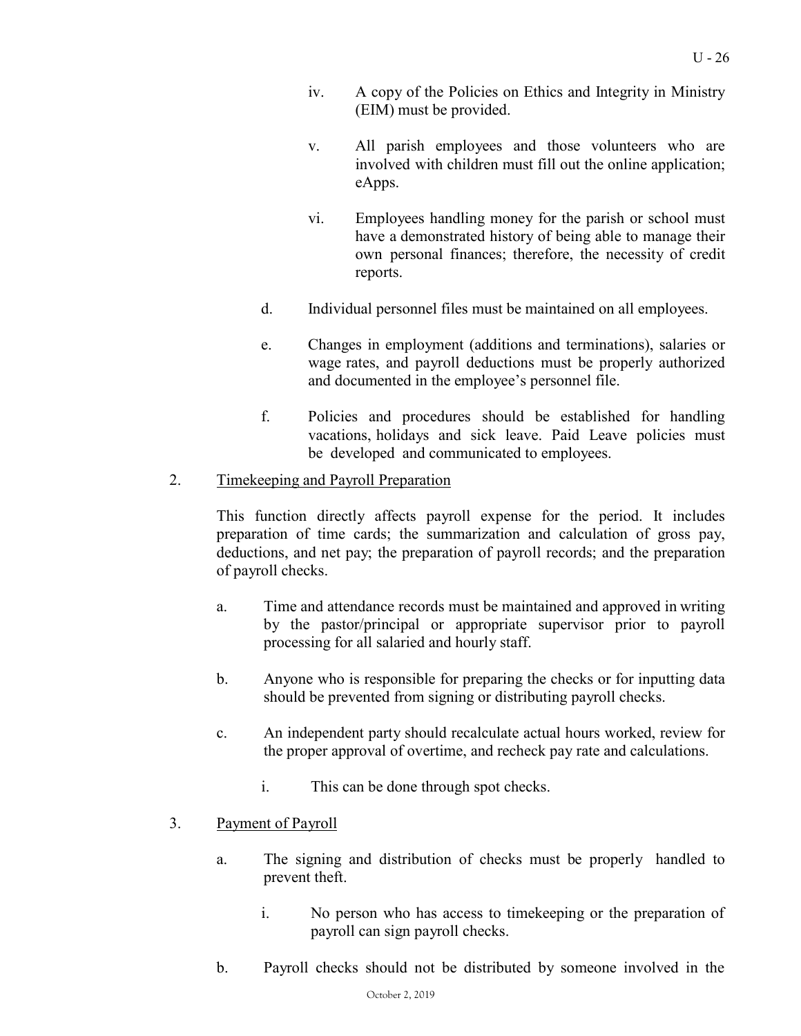iv. A copy of the Policies on Ethics and Integrity in Ministry (EIM) must be provided.

v. All parish employees and those volunteers who are involved with children must fill out the online application; eApps.

vi. Employees handling money for the parish or school must have a demonstrated history of being able to manage their own personal finances; therefore, the necessity of credit reports.

d. Individual personnel files must be maintained on all employees.

e. Changes in employment (additions and terminations), salaries or wage rates, and payroll deductions must be properly authorized and documented in the employee's personnel file.

f. Policies and procedures should be established for handling vacations, holidays and sick leave. Paid Leave policies must be developed and communicated to employees.

2. <u>Timekeeping and Payroll Preparation</u>

This function directly affects payroll expense for the period. It includes preparation of time cards; the summarization and calculation of gross pay, deductions, and net pay; the preparation of payroll records; and the preparation of payroll checks.

a. Time and attendance records must be maintained and approved in writing by the pastor/principal or appropriate supervisor prior to payroll processing for all salaried and hourly staff.

b. Anyone who is responsible for preparing the checks or for inputting data should be prevented from signing or distributing payroll checks.

c. An independent party should recalculate actual hours worked, review for the proper approval of overtime, and recheck pay rate and calculations.

i. This can be done through spot checks.

3. <u>Payment of Payroll</u>

a. The signing and distribution of checks must be properly handled to prevent theft.

i. No person who has access to timekeeping or the preparation of payroll can sign payroll checks.

b. Payroll checks should not be distributed by someone involved in the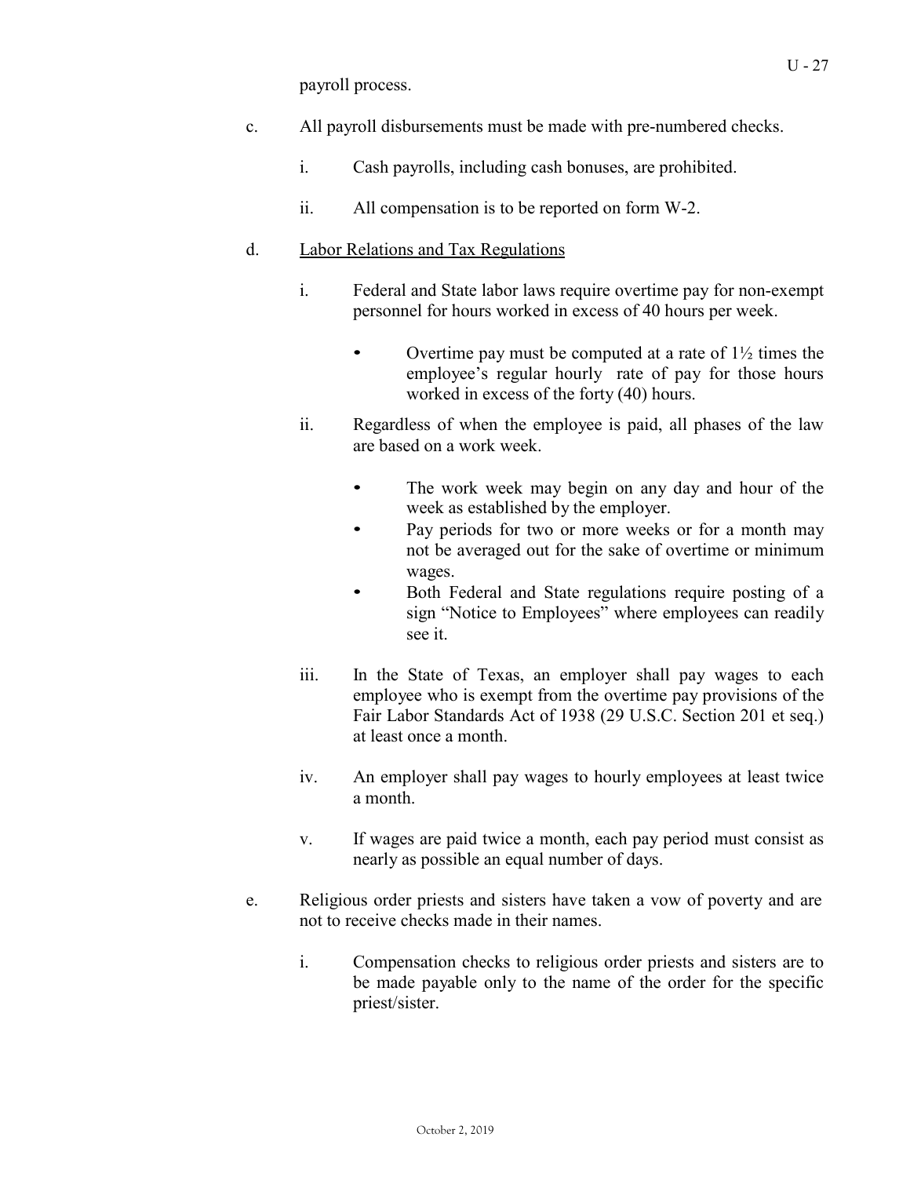payroll process.

c. All payroll disbursements must be made with pre-numbered checks.

   i. Cash payrolls, including cash bonuses, are prohibited.

   ii. All compensation is to be reported on form W-2.

d. <u>Labor Relations and Tax Regulations</u>

   i. Federal and State labor laws require overtime pay for non-exempt personnel for hours worked in excess of 40 hours per week.

      - Overtime pay must be computed at a rate of 1½ times the employee's regular hourly rate of pay for those hours worked in excess of the forty (40) hours.

   ii. Regardless of when the employee is paid, all phases of the law are based on a work week.

      - The work week may begin on any day and hour of the week as established by the employer.
      - Pay periods for two or more weeks or for a month may not be averaged out for the sake of overtime or minimum wages.
      - Both Federal and State regulations require posting of a sign "Notice to Employees" where employees can readily see it.

   iii. In the State of Texas, an employer shall pay wages to each employee who is exempt from the overtime pay provisions of the Fair Labor Standards Act of 1938 (29 U.S.C. Section 201 et seq.) at least once a month.

   iv. An employer shall pay wages to hourly employees at least twice a month.

   v. If wages are paid twice a month, each pay period must consist as nearly as possible an equal number of days.

e. Religious order priests and sisters have taken a vow of poverty and are not to receive checks made in their names.

   i. Compensation checks to religious order priests and sisters are to be made payable only to the name of the order for the specific priest/sister.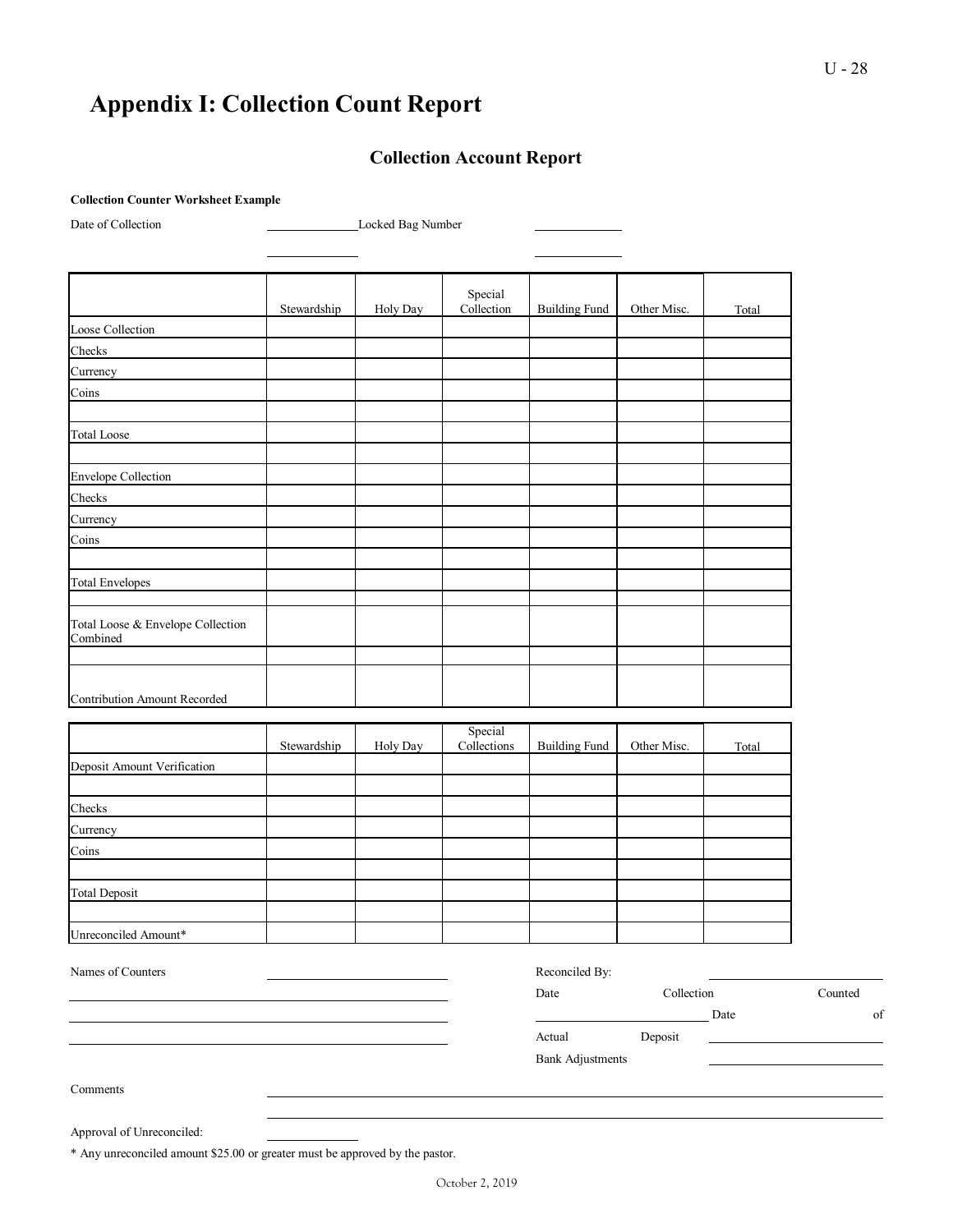# Appendix I: Collection Count Report

## Collection Account Report

**Collection Counter Worksheet Example**

Date of Collection \_\_\_\_\_\_\_\_\_\_\_\_ Locked Bag Number \_\_\_\_\_\_\_\_\_\_\_\_

| | Stewardship | Holy Day | Special Collection | Building Fund | Other Misc. | Total |
|---|---|---|---|---|---|---|
| Loose Collection | | | | | | |
| Checks | | | | | | |
| Currency | | | | | | |
| Coins | | | | | | |
| | | | | | | |
| Total Loose | | | | | | |
| | | | | | | |
| Envelope Collection | | | | | | |
| Checks | | | | | | |
| Currency | | | | | | |
| Coins | | | | | | |
| | | | | | | |
| Total Envelopes | | | | | | |
| | | | | | | |
| Total Loose & Envelope Collection Combined | | | | | | |
| | | | | | | |
| Contribution Amount Recorded | | | | | | |

| | Stewardship | Holy Day | Special Collections | Building Fund | Other Misc. | Total |
|---|---|---|---|---|---|---|
| Deposit Amount Verification | | | | | | |
| | | | | | | |
| Checks | | | | | | |
| Currency | | | | | | |
| Coins | | | | | | |
| | | | | | | |
| Total Deposit | | | | | | |
| | | | | | | |
| Unreconciled Amount* | | | | | | |

Names of Counters \_\_\_\_\_\_\_\_\_\_\_\_\_\_\_\_\_\_\_\_

Reconciled By: \_\_\_\_\_\_\_\_\_\_\_\_\_\_\_\_\_\_\_\_

Date Collection Counted \_\_\_\_\_\_\_\_\_\_\_\_\_\_\_\_\_\_\_\_

Date of Actual Deposit \_\_\_\_\_\_\_\_\_\_\_\_\_\_\_\_\_\_\_\_

Bank Adjustments \_\_\_\_\_\_\_\_\_\_\_\_\_\_\_\_\_\_\_\_

Comments \_\_\_\_\_\_\_\_\_\_\_\_\_\_\_\_\_\_\_\_\_\_\_\_\_\_\_\_\_\_\_\_\_\_\_\_\_\_\_\_

Approval of Unreconciled: \_\_\_\_\_\_\_\_\_\_\_\_

* Any unreconciled amount $25.00 or greater must be approved by the pastor.

October 2, 2019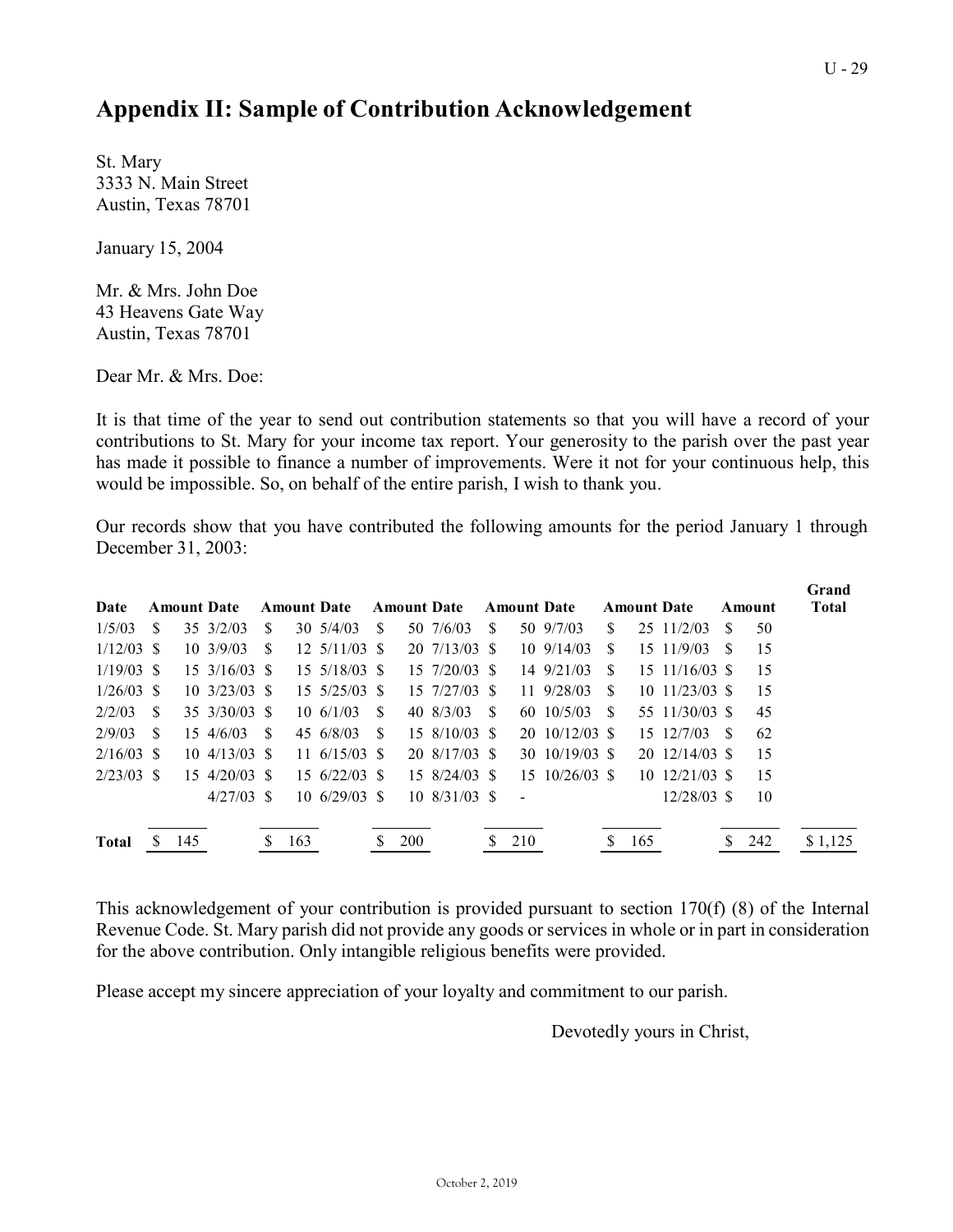## Appendix II: Sample of Contribution Acknowledgement

St. Mary
3333 N. Main Street
Austin, Texas 78701

January 15, 2004

Mr. & Mrs. John Doe
43 Heavens Gate Way
Austin, Texas 78701

Dear Mr. & Mrs. Doe:

It is that time of the year to send out contribution statements so that you will have a record of your contributions to St. Mary for your income tax report. Your generosity to the parish over the past year has made it possible to finance a number of improvements. Were it not for your continuous help, this would be impossible. So, on behalf of the entire parish, I wish to thank you.

Our records show that you have contributed the following amounts for the period January 1 through December 31, 2003:

| Date | Amount | Date | Amount | Date | Amount | Date | Amount | Date | Amount | Date | Amount | Grand Total |
|---|---|---|---|---|---|---|---|---|---|---|---|---|
| 1/5/03 | $ 35 | 3/2/03 | $ 30 | 5/4/03 | $ 50 | 7/6/03 | $ 50 | 9/7/03 | $ 25 | 11/2/03 | $ 50 | |
| 1/12/03 | $ 10 | 3/9/03 | $ 12 | 5/11/03 | $ 20 | 7/13/03 | $ 10 | 9/14/03 | $ 15 | 11/9/03 | $ 15 | |
| 1/19/03 | $ 15 | 3/16/03 | $ 15 | 5/18/03 | $ 15 | 7/20/03 | $ 14 | 9/21/03 | $ 15 | 11/16/03 | $ 15 | |
| 1/26/03 | $ 10 | 3/23/03 | $ 15 | 5/25/03 | $ 15 | 7/27/03 | $ 11 | 9/28/03 | $ 10 | 11/23/03 | $ 15 | |
| 2/2/03 | $ 35 | 3/30/03 | $ 10 | 6/1/03 | $ 40 | 8/3/03 | $ 60 | 10/5/03 | $ 55 | 11/30/03 | $ 45 | |
| 2/9/03 | $ 15 | 4/6/03 | $ 45 | 6/8/03 | $ 15 | 8/10/03 | $ 20 | 10/12/03 | $ 15 | 12/7/03 | $ 62 | |
| 2/16/03 | $ 10 | 4/13/03 | $ 11 | 6/15/03 | $ 20 | 8/17/03 | $ 30 | 10/19/03 | $ 20 | 12/14/03 | $ 15 | |
| 2/23/03 | $ 15 | 4/20/03 | $ 15 | 6/22/03 | $ 15 | 8/24/03 | $ 15 | 10/26/03 | $ 10 | 12/21/03 | $ 15 | |
| | | 4/27/03 | $ 10 | 6/29/03 | $ 10 | 8/31/03 | $ - | | | 12/28/03 | $ 10 | |
| **Total** | $ 145 | | $ 163 | | $ 200 | | $ 210 | | $ 165 | | $ 242 | $ 1,125 |

This acknowledgement of your contribution is provided pursuant to section 170(f) (8) of the Internal Revenue Code. St. Mary parish did not provide any goods or services in whole or in part in consideration for the above contribution. Only intangible religious benefits were provided.

Please accept my sincere appreciation of your loyalty and commitment to our parish.

Devotedly yours in Christ,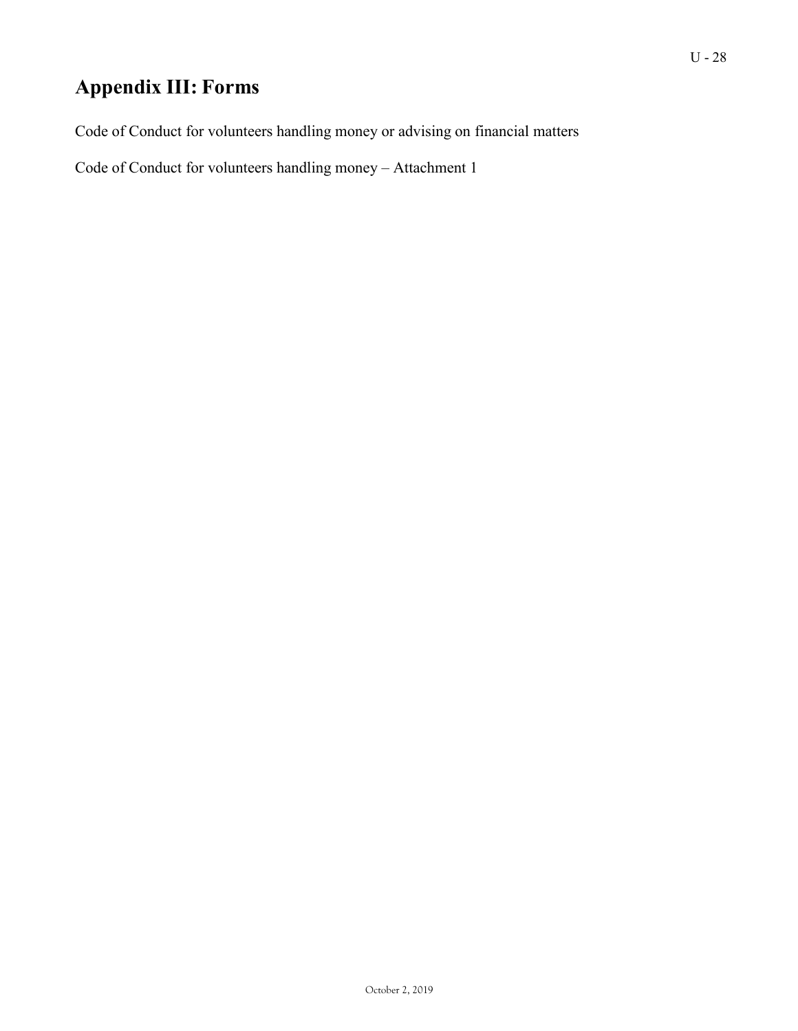# Appendix III: Forms

Code of Conduct for volunteers handling money or advising on financial matters

Code of Conduct for volunteers handling money – Attachment 1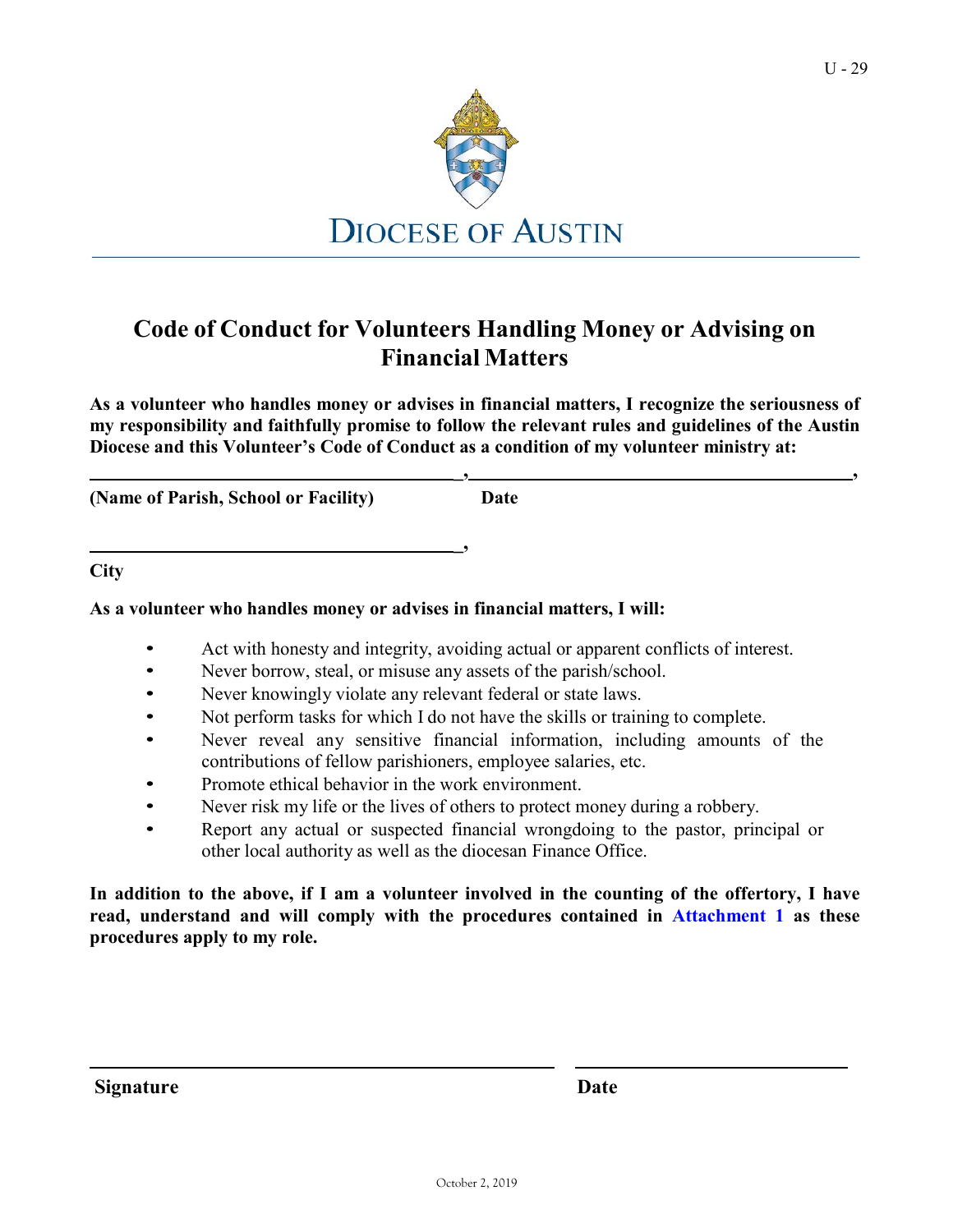DIOCESE OF AUSTIN

# Code of Conduct for Volunteers Handling Money or Advising on Financial Matters

**As a volunteer who handles money or advises in financial matters, I recognize the seriousness of my responsibility and faithfully promise to follow the relevant rules and guidelines of the Austin Diocese and this Volunteer's Code of Conduct as a condition of my volunteer ministry at:**

**__________________________________________, __________________________________________,**

**(Name of Parish, School or Facility)** **Date**

**__________________________________________,**

**City**

**As a volunteer who handles money or advises in financial matters, I will:**

- Act with honesty and integrity, avoiding actual or apparent conflicts of interest.
- Never borrow, steal, or misuse any assets of the parish/school.
- Never knowingly violate any relevant federal or state laws.
- Not perform tasks for which I do not have the skills or training to complete.
- Never reveal any sensitive financial information, including amounts of the contributions of fellow parishioners, employee salaries, etc.
- Promote ethical behavior in the work environment.
- Never risk my life or the lives of others to protect money during a robbery.
- Report any actual or suspected financial wrongdoing to the pastor, principal or other local authority as well as the diocesan Finance Office.

**In addition to the above, if I am a volunteer involved in the counting of the offertory, I have read, understand and will comply with the procedures contained in Attachment 1 as these procedures apply to my role.**

______________________________________ ______________________

**Signature** **Date**

October 2, 2019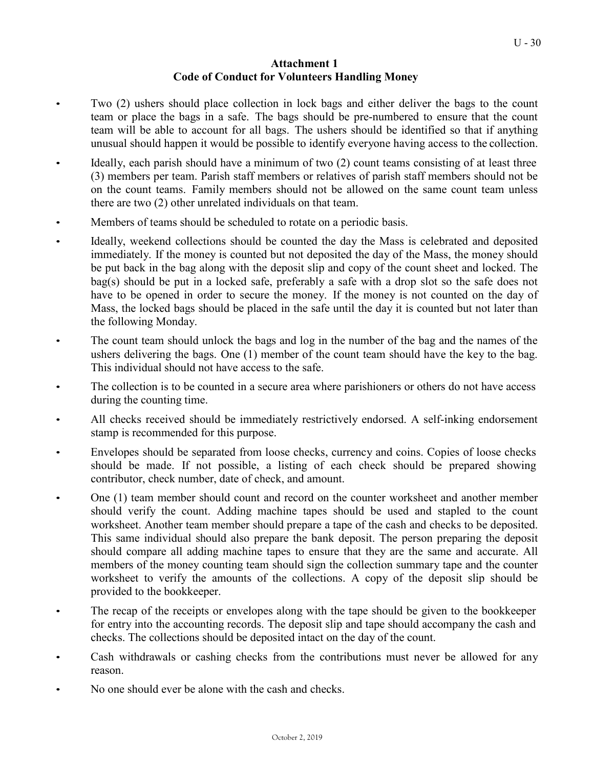## Attachment 1
## Code of Conduct for Volunteers Handling Money

- Two (2) ushers should place collection in lock bags and either deliver the bags to the count team or place the bags in a safe. The bags should be pre-numbered to ensure that the count team will be able to account for all bags. The ushers should be identified so that if anything unusual should happen it would be possible to identify everyone having access to the collection.
- Ideally, each parish should have a minimum of two (2) count teams consisting of at least three (3) members per team. Parish staff members or relatives of parish staff members should not be on the count teams. Family members should not be allowed on the same count team unless there are two (2) other unrelated individuals on that team.
- Members of teams should be scheduled to rotate on a periodic basis.
- Ideally, weekend collections should be counted the day the Mass is celebrated and deposited immediately. If the money is counted but not deposited the day of the Mass, the money should be put back in the bag along with the deposit slip and copy of the count sheet and locked. The bag(s) should be put in a locked safe, preferably a safe with a drop slot so the safe does not have to be opened in order to secure the money. If the money is not counted on the day of Mass, the locked bags should be placed in the safe until the day it is counted but not later than the following Monday.
- The count team should unlock the bags and log in the number of the bag and the names of the ushers delivering the bags. One (1) member of the count team should have the key to the bag. This individual should not have access to the safe.
- The collection is to be counted in a secure area where parishioners or others do not have access during the counting time.
- All checks received should be immediately restrictively endorsed. A self-inking endorsement stamp is recommended for this purpose.
- Envelopes should be separated from loose checks, currency and coins. Copies of loose checks should be made. If not possible, a listing of each check should be prepared showing contributor, check number, date of check, and amount.
- One (1) team member should count and record on the counter worksheet and another member should verify the count. Adding machine tapes should be used and stapled to the count worksheet. Another team member should prepare a tape of the cash and checks to be deposited. This same individual should also prepare the bank deposit. The person preparing the deposit should compare all adding machine tapes to ensure that they are the same and accurate. All members of the money counting team should sign the collection summary tape and the counter worksheet to verify the amounts of the collections. A copy of the deposit slip should be provided to the bookkeeper.
- The recap of the receipts or envelopes along with the tape should be given to the bookkeeper for entry into the accounting records. The deposit slip and tape should accompany the cash and checks. The collections should be deposited intact on the day of the count.
- Cash withdrawals or cashing checks from the contributions must never be allowed for any reason.
- No one should ever be alone with the cash and checks.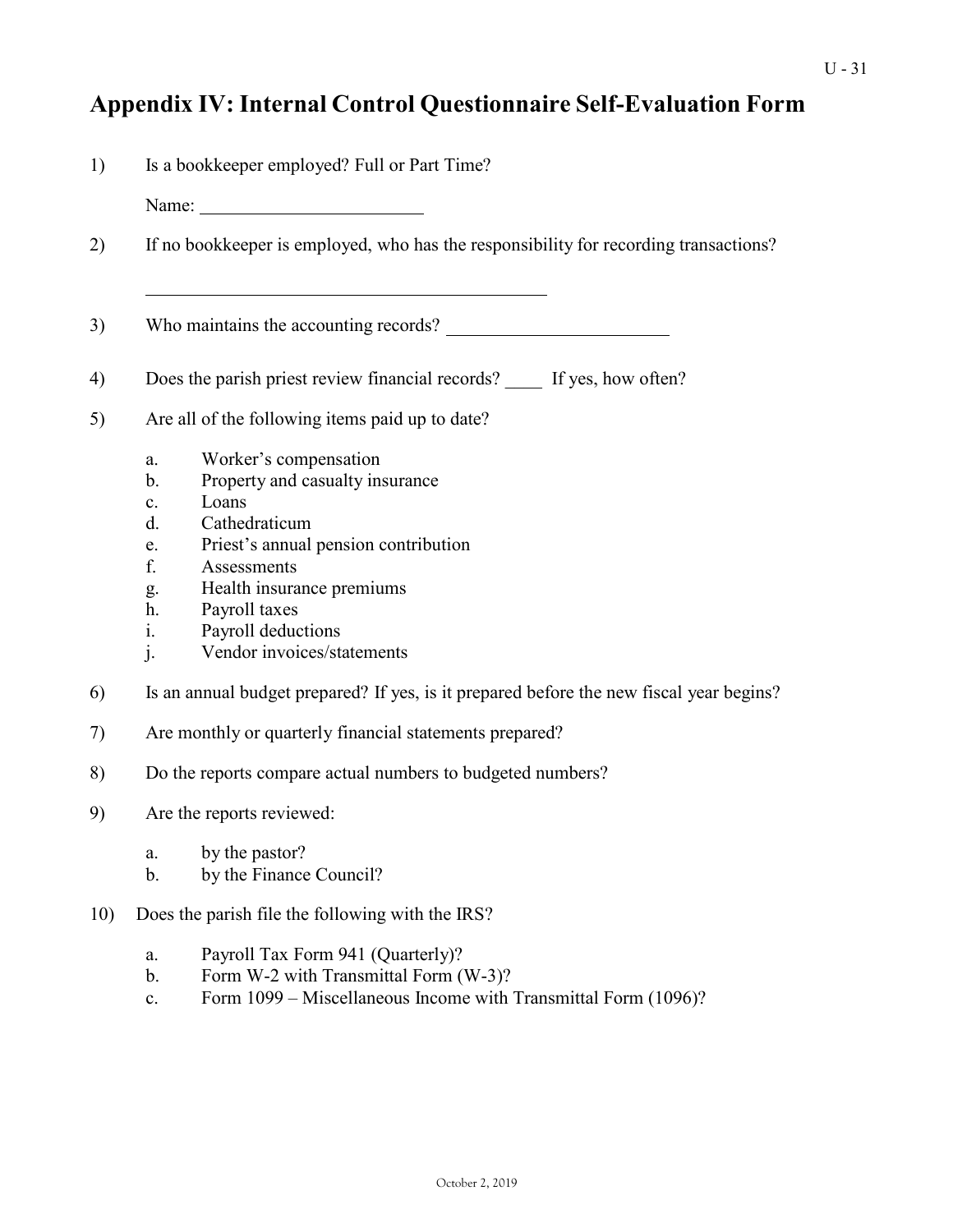# Appendix IV: Internal Control Questionnaire Self-Evaluation Form

1) Is a bookkeeper employed? Full or Part Time?

   Name: ________________________

2) If no bookkeeper is employed, who has the responsibility for recording transactions?

   ____________________________________________

3) Who maintains the accounting records? ________________________

4) Does the parish priest review financial records? ____ If yes, how often?

5) Are all of the following items paid up to date?

   a. Worker's compensation
   b. Property and casualty insurance
   c. Loans
   d. Cathedraticum
   e. Priest's annual pension contribution
   f. Assessments
   g. Health insurance premiums
   h. Payroll taxes
   i. Payroll deductions
   j. Vendor invoices/statements

6) Is an annual budget prepared? If yes, is it prepared before the new fiscal year begins?

7) Are monthly or quarterly financial statements prepared?

8) Do the reports compare actual numbers to budgeted numbers?

9) Are the reports reviewed:

   a. by the pastor?
   b. by the Finance Council?

10) Does the parish file the following with the IRS?

   a. Payroll Tax Form 941 (Quarterly)?
   b. Form W-2 with Transmittal Form (W-3)?
   c. Form 1099 – Miscellaneous Income with Transmittal Form (1096)?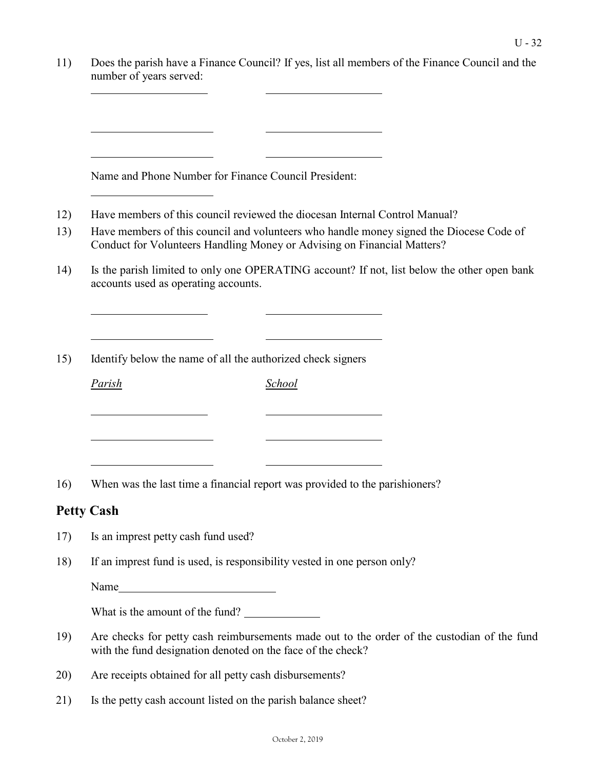11) Does the parish have a Finance Council? If yes, list all members of the Finance Council and the number of years served:

______________________ ______________________

______________________ ______________________

______________________ ______________________

Name and Phone Number for Finance Council President:

______________________

12) Have members of this council reviewed the diocesan Internal Control Manual?

13) Have members of this council and volunteers who handle money signed the Diocese Code of Conduct for Volunteers Handling Money or Advising on Financial Matters?

14) Is the parish limited to only one OPERATING account? If not, list below the other open bank accounts used as operating accounts.

______________________ ______________________

______________________ ______________________

15) Identify below the name of all the authorized check signers

*Parish* *School*

______________________ ______________________

______________________ ______________________

______________________ ______________________

16) When was the last time a financial report was provided to the parishioners?

## Petty Cash

17) Is an imprest petty cash fund used?

18) If an imprest fund is used, is responsibility vested in one person only?

Name____________________________

What is the amount of the fund? _____________

19) Are checks for petty cash reimbursements made out to the order of the custodian of the fund with the fund designation denoted on the face of the check?

20) Are receipts obtained for all petty cash disbursements?

21) Is the petty cash account listed on the parish balance sheet?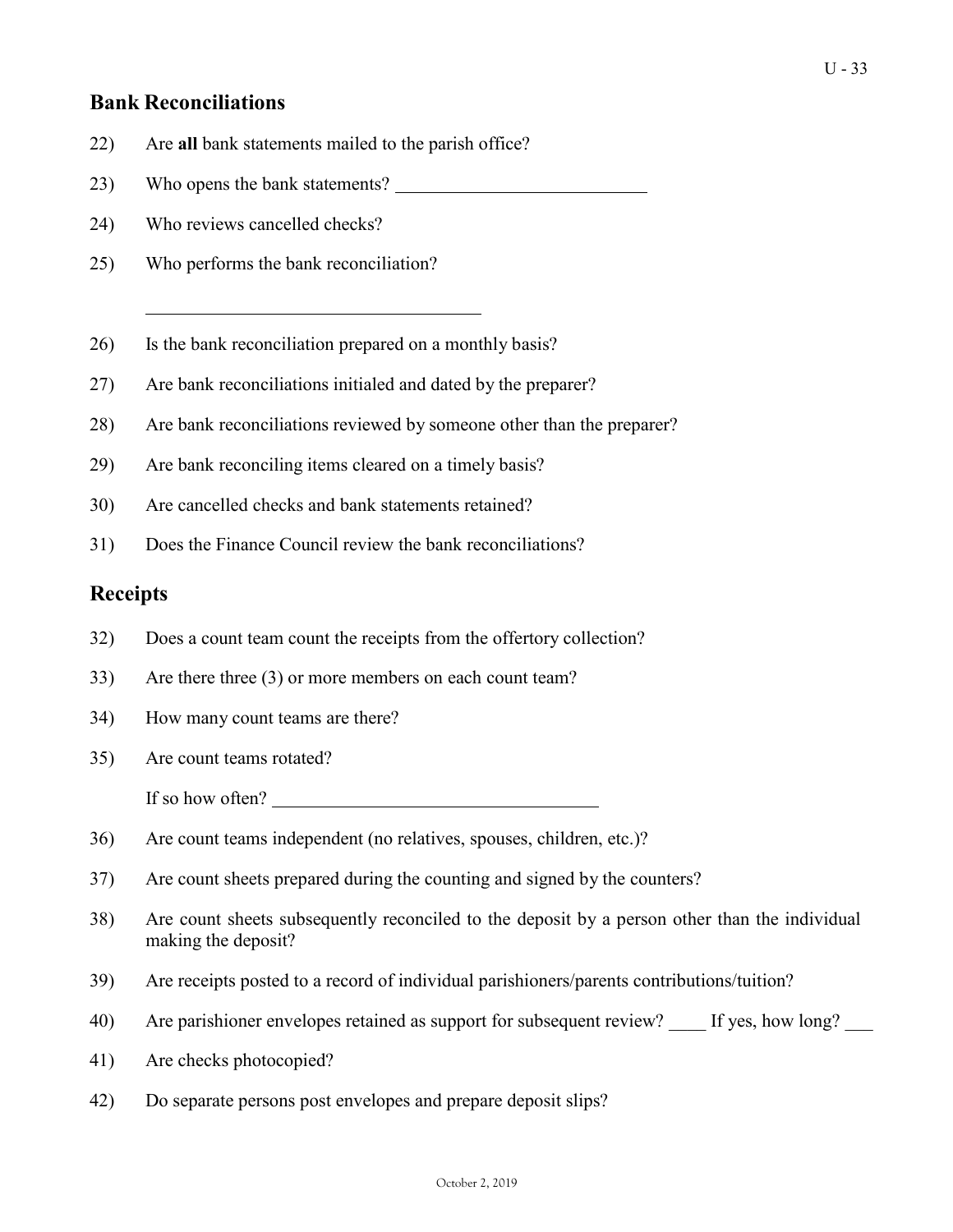## Bank Reconciliations

22) Are **all** bank statements mailed to the parish office?

23) Who opens the bank statements? ___________________________

24) Who reviews cancelled checks?

25) Who performs the bank reconciliation?

____________________________________

26) Is the bank reconciliation prepared on a monthly basis?

27) Are bank reconciliations initialed and dated by the preparer?

28) Are bank reconciliations reviewed by someone other than the preparer?

29) Are bank reconciling items cleared on a timely basis?

30) Are cancelled checks and bank statements retained?

31) Does the Finance Council review the bank reconciliations?

## Receipts

32) Does a count team count the receipts from the offertory collection?

33) Are there three (3) or more members on each count team?

34) How many count teams are there?

35) Are count teams rotated?

If so how often? ___________________________________

36) Are count teams independent (no relatives, spouses, children, etc.)?

37) Are count sheets prepared during the counting and signed by the counters?

38) Are count sheets subsequently reconciled to the deposit by a person other than the individual making the deposit?

39) Are receipts posted to a record of individual parishioners/parents contributions/tuition?

40) Are parishioner envelopes retained as support for subsequent review? ____ If yes, how long? ___

41) Are checks photocopied?

42) Do separate persons post envelopes and prepare deposit slips?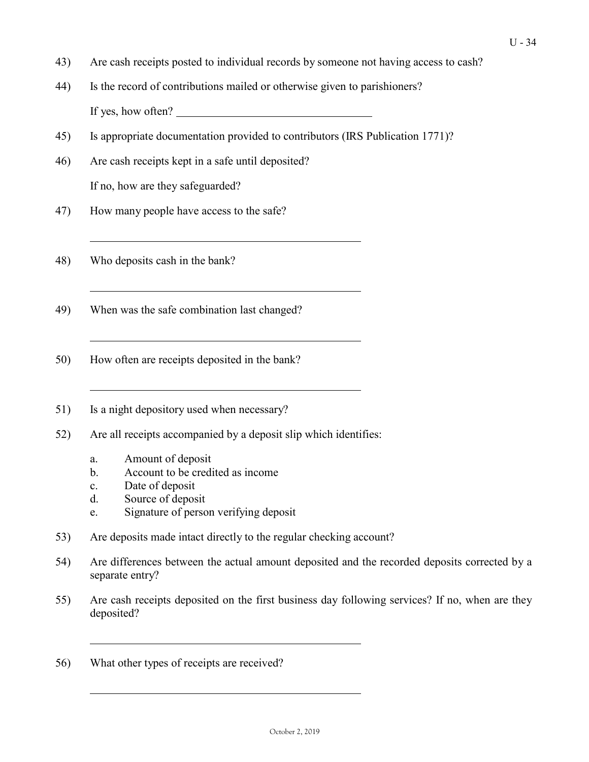43) Are cash receipts posted to individual records by someone not having access to cash?

44) Is the record of contributions mailed or otherwise given to parishioners?

    If yes, how often? ___________________________________

45) Is appropriate documentation provided to contributors (IRS Publication 1771)?

46) Are cash receipts kept in a safe until deposited?

    If no, how are they safeguarded?

47) How many people have access to the safe?

    ___________________________________

48) Who deposits cash in the bank?

    ___________________________________

49) When was the safe combination last changed?

    ___________________________________

50) How often are receipts deposited in the bank?

    ___________________________________

51) Is a night depository used when necessary?

52) Are all receipts accompanied by a deposit slip which identifies:

    a. Amount of deposit
    b. Account to be credited as income
    c. Date of deposit
    d. Source of deposit
    e. Signature of person verifying deposit

53) Are deposits made intact directly to the regular checking account?

54) Are differences between the actual amount deposited and the recorded deposits corrected by a separate entry?

55) Are cash receipts deposited on the first business day following services? If no, when are they deposited?

    ___________________________________

56) What other types of receipts are received?

    ___________________________________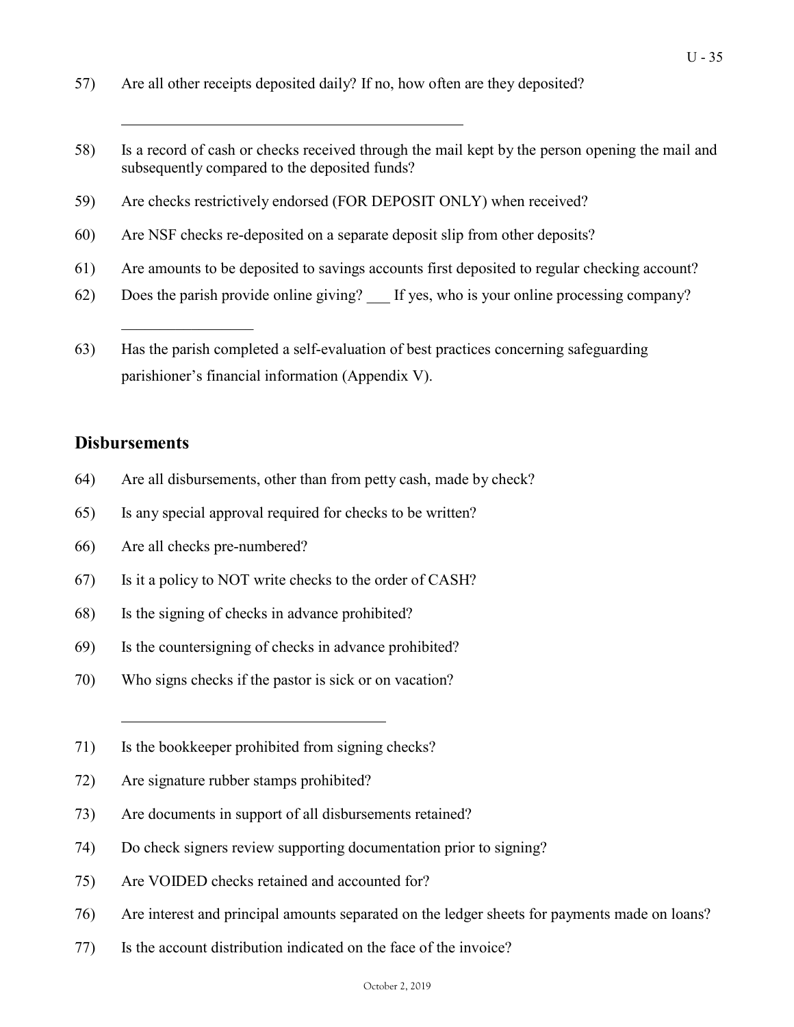57) Are all other receipts deposited daily? If no, how often are they deposited?

\_\_\_\_\_\_\_\_\_\_\_\_\_\_\_\_\_\_\_\_\_\_\_\_\_\_\_\_\_\_\_\_\_\_\_\_\_\_\_\_\_\_\_\_

58) Is a record of cash or checks received through the mail kept by the person opening the mail and subsequently compared to the deposited funds?

59) Are checks restrictively endorsed (FOR DEPOSIT ONLY) when received?

60) Are NSF checks re-deposited on a separate deposit slip from other deposits?

61) Are amounts to be deposited to savings accounts first deposited to regular checking account?

62) Does the parish provide online giving? \_\_\_ If yes, who is your online processing company?

\_\_\_\_\_\_\_\_\_\_\_\_\_\_\_\_\_

63) Has the parish completed a self-evaluation of best practices concerning safeguarding parishioner's financial information (Appendix V).

## Disbursements

64) Are all disbursements, other than from petty cash, made by check?

65) Is any special approval required for checks to be written?

66) Are all checks pre-numbered?

67) Is it a policy to NOT write checks to the order of CASH?

68) Is the signing of checks in advance prohibited?

69) Is the countersigning of checks in advance prohibited?

70) Who signs checks if the pastor is sick or on vacation?

\_\_\_\_\_\_\_\_\_\_\_\_\_\_\_\_\_\_\_\_\_\_\_\_\_\_\_\_\_\_\_\_\_\_\_

71) Is the bookkeeper prohibited from signing checks?

72) Are signature rubber stamps prohibited?

73) Are documents in support of all disbursements retained?

74) Do check signers review supporting documentation prior to signing?

75) Are VOIDED checks retained and accounted for?

76) Are interest and principal amounts separated on the ledger sheets for payments made on loans?

77) Is the account distribution indicated on the face of the invoice?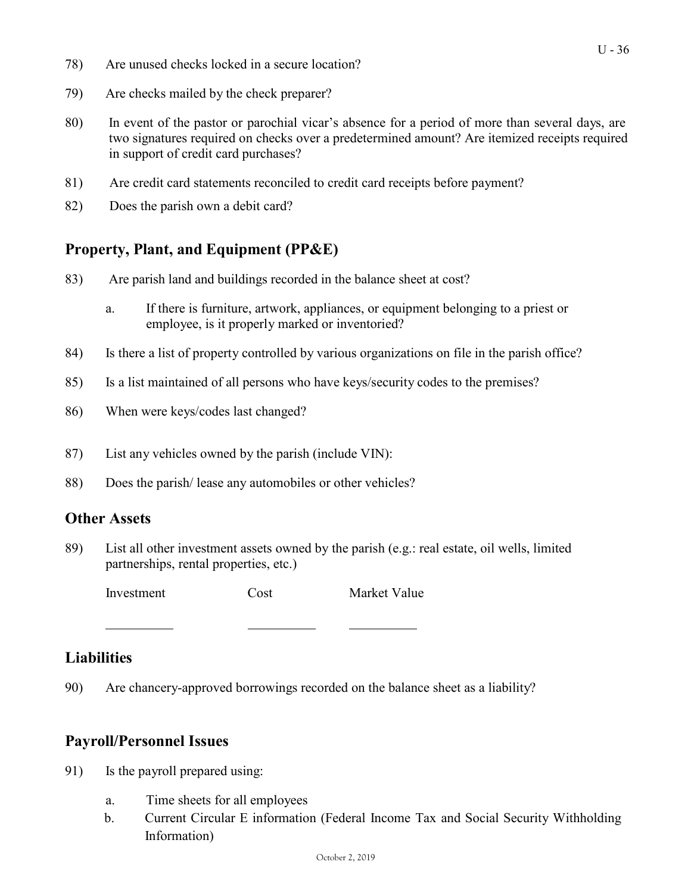78) Are unused checks locked in a secure location?

79) Are checks mailed by the check preparer?

80) In event of the pastor or parochial vicar's absence for a period of more than several days, are two signatures required on checks over a predetermined amount? Are itemized receipts required in support of credit card purchases?

81) Are credit card statements reconciled to credit card receipts before payment?

82) Does the parish own a debit card?

## Property, Plant, and Equipment (PP&E)

83) Are parish land and buildings recorded in the balance sheet at cost?

   a. If there is furniture, artwork, appliances, or equipment belonging to a priest or employee, is it properly marked or inventoried?

84) Is there a list of property controlled by various organizations on file in the parish office?

85) Is a list maintained of all persons who have keys/security codes to the premises?

86) When were keys/codes last changed?

87) List any vehicles owned by the parish (include VIN):

88) Does the parish/ lease any automobiles or other vehicles?

## Other Assets

89) List all other investment assets owned by the parish (e.g.: real estate, oil wells, limited partnerships, rental properties, etc.)

| Investment | Cost | Market Value |
| --- | --- | --- |
| __________ | __________ | __________ |

## Liabilities

90) Are chancery-approved borrowings recorded on the balance sheet as a liability?

## Payroll/Personnel Issues

91) Is the payroll prepared using:

   a. Time sheets for all employees
   b. Current Circular E information (Federal Income Tax and Social Security Withholding Information)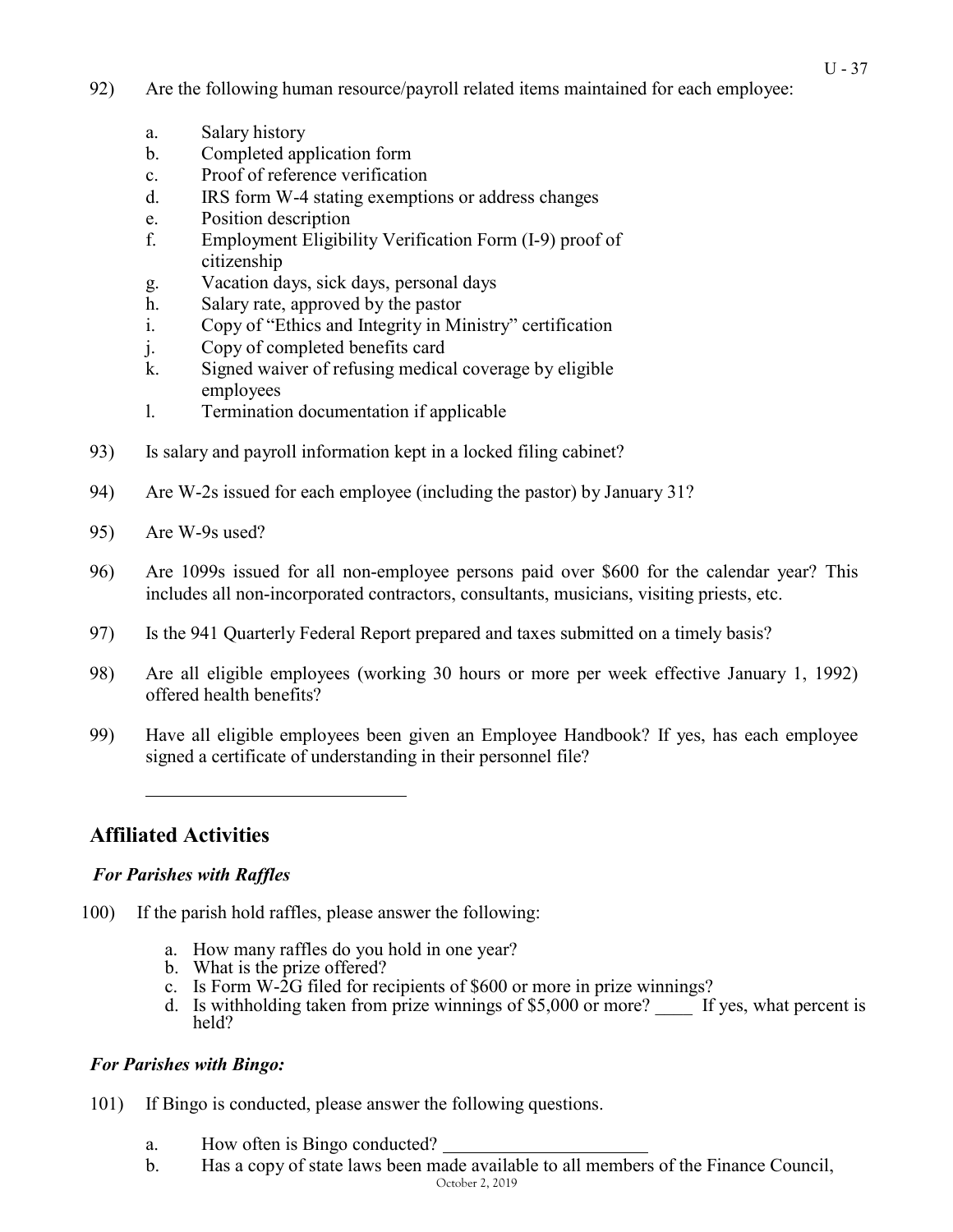92) Are the following human resource/payroll related items maintained for each employee:

   a. Salary history
   b. Completed application form
   c. Proof of reference verification
   d. IRS form W-4 stating exemptions or address changes
   e. Position description
   f. Employment Eligibility Verification Form (I-9) proof of citizenship
   g. Vacation days, sick days, personal days
   h. Salary rate, approved by the pastor
   i. Copy of "Ethics and Integrity in Ministry" certification
   j. Copy of completed benefits card
   k. Signed waiver of refusing medical coverage by eligible employees
   l. Termination documentation if applicable

93) Is salary and payroll information kept in a locked filing cabinet?

94) Are W-2s issued for each employee (including the pastor) by January 31?

95) Are W-9s used?

96) Are 1099s issued for all non-employee persons paid over $600 for the calendar year? This includes all non-incorporated contractors, consultants, musicians, visiting priests, etc.

97) Is the 941 Quarterly Federal Report prepared and taxes submitted on a timely basis?

98) Are all eligible employees (working 30 hours or more per week effective January 1, 1992) offered health benefits?

99) Have all eligible employees been given an Employee Handbook? If yes, has each employee signed a certificate of understanding in their personnel file?

______________________________

## Affiliated Activities

### *For Parishes with Raffles*

100) If the parish hold raffles, please answer the following:

   a. How many raffles do you hold in one year?
   b. What is the prize offered?
   c. Is Form W-2G filed for recipients of $600 or more in prize winnings?
   d. Is withholding taken from prize winnings of $5,000 or more? ____ If yes, what percent is held?

### *For Parishes with Bingo:*

101) If Bingo is conducted, please answer the following questions.

   a. How often is Bingo conducted? ______________________
   b. Has a copy of state laws been made available to all members of the Finance Council,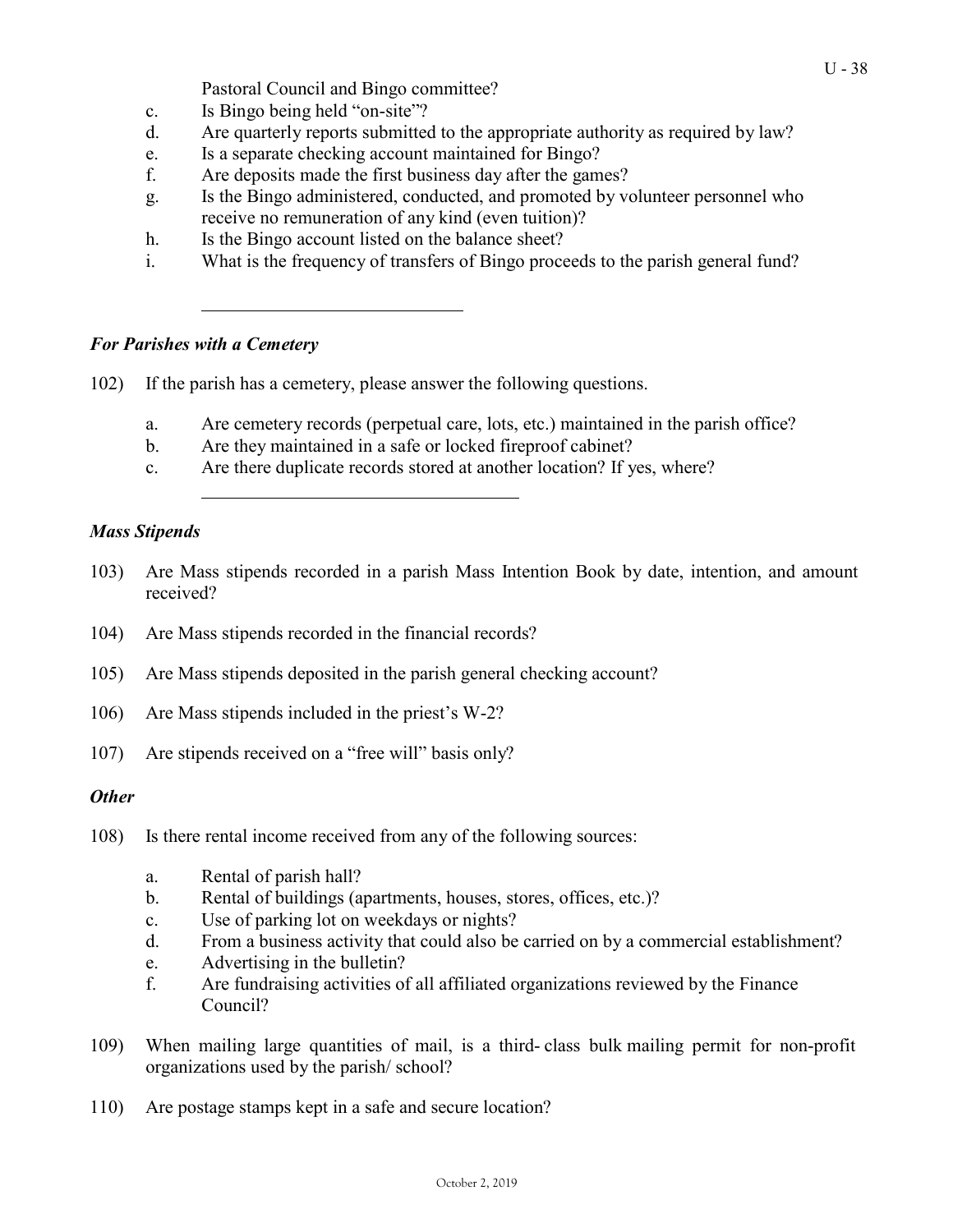Pastoral Council and Bingo committee?

c. Is Bingo being held “on-site”?
d. Are quarterly reports submitted to the appropriate authority as required by law?
e. Is a separate checking account maintained for Bingo?
f. Are deposits made the first business day after the games?
g. Is the Bingo administered, conducted, and promoted by volunteer personnel who receive no remuneration of any kind (even tuition)?
h. Is the Bingo account listed on the balance sheet?
i. What is the frequency of transfers of Bingo proceeds to the parish general fund?

\_\_\_\_\_\_\_\_\_\_\_\_\_\_\_\_\_\_\_\_\_\_\_\_\_\_\_\_\_\_

***For Parishes with a Cemetery***

102) If the parish has a cemetery, please answer the following questions.

a. Are cemetery records (perpetual care, lots, etc.) maintained in the parish office?
b. Are they maintained in a safe or locked fireproof cabinet?
c. Are there duplicate records stored at another location? If yes, where?

\_\_\_\_\_\_\_\_\_\_\_\_\_\_\_\_\_\_\_\_\_\_\_\_\_\_\_\_\_\_\_\_\_\_\_\_

***Mass Stipends***

103) Are Mass stipends recorded in a parish Mass Intention Book by date, intention, and amount received?

104) Are Mass stipends recorded in the financial records?

105) Are Mass stipends deposited in the parish general checking account?

106) Are Mass stipends included in the priest’s W-2?

107) Are stipends received on a “free will” basis only?

***Other***

108) Is there rental income received from any of the following sources:

a. Rental of parish hall?
b. Rental of buildings (apartments, houses, stores, offices, etc.)?
c. Use of parking lot on weekdays or nights?
d. From a business activity that could also be carried on by a commercial establishment?
e. Advertising in the bulletin?
f. Are fundraising activities of all affiliated organizations reviewed by the Finance Council?

109) When mailing large quantities of mail, is a third- class bulk mailing permit for non-profit organizations used by the parish/ school?

110) Are postage stamps kept in a safe and secure location?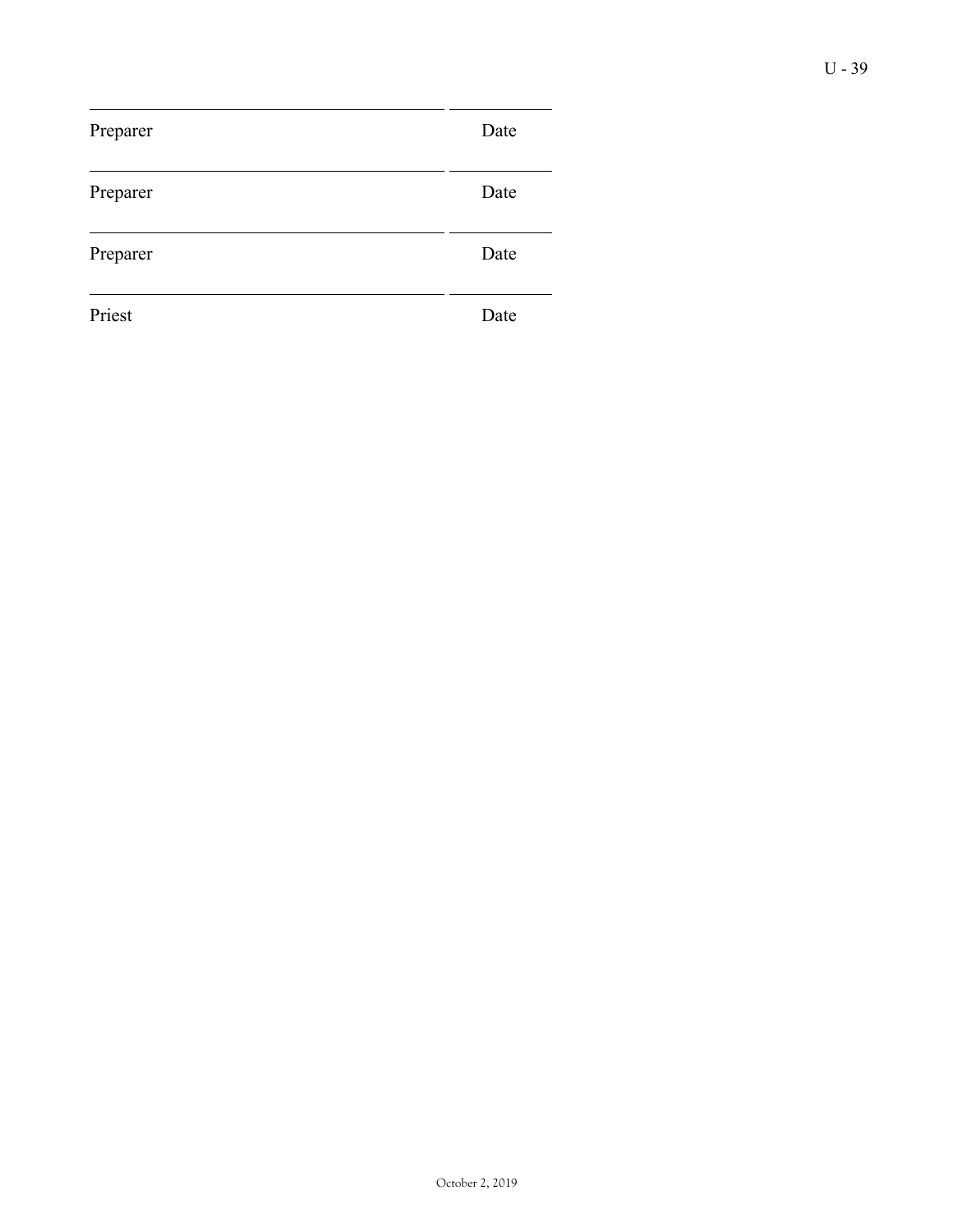| | |
|---|---|
| Preparer | Date |
| Preparer | Date |
| Preparer | Date |
| Priest | Date |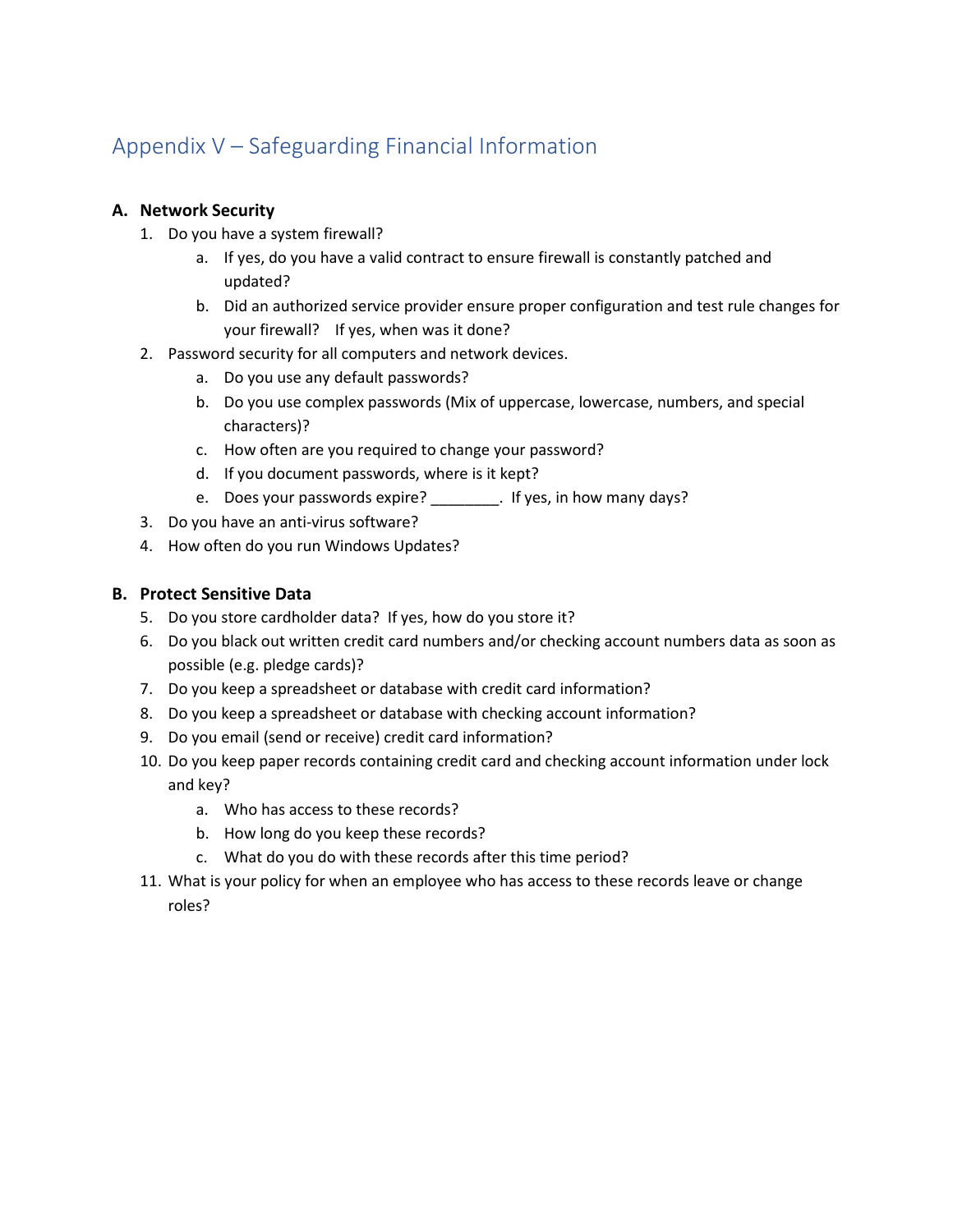# Appendix V – Safeguarding Financial Information

**A. Network Security**

1. Do you have a system firewall?
    a. If yes, do you have a valid contract to ensure firewall is constantly patched and updated?
    b. Did an authorized service provider ensure proper configuration and test rule changes for your firewall? If yes, when was it done?
2. Password security for all computers and network devices.
    a. Do you use any default passwords?
    b. Do you use complex passwords (Mix of uppercase, lowercase, numbers, and special characters)?
    c. How often are you required to change your password?
    d. If you document passwords, where is it kept?
    e. Does your passwords expire? ________. If yes, in how many days?
3. Do you have an anti-virus software?
4. How often do you run Windows Updates?

**B. Protect Sensitive Data**

5. Do you store cardholder data? If yes, how do you store it?
6. Do you black out written credit card numbers and/or checking account numbers data as soon as possible (e.g. pledge cards)?
7. Do you keep a spreadsheet or database with credit card information?
8. Do you keep a spreadsheet or database with checking account information?
9. Do you email (send or receive) credit card information?
10. Do you keep paper records containing credit card and checking account information under lock and key?
    a. Who has access to these records?
    b. How long do you keep these records?
    c. What do you do with these records after this time period?
11. What is your policy for when an employee who has access to these records leave or change roles?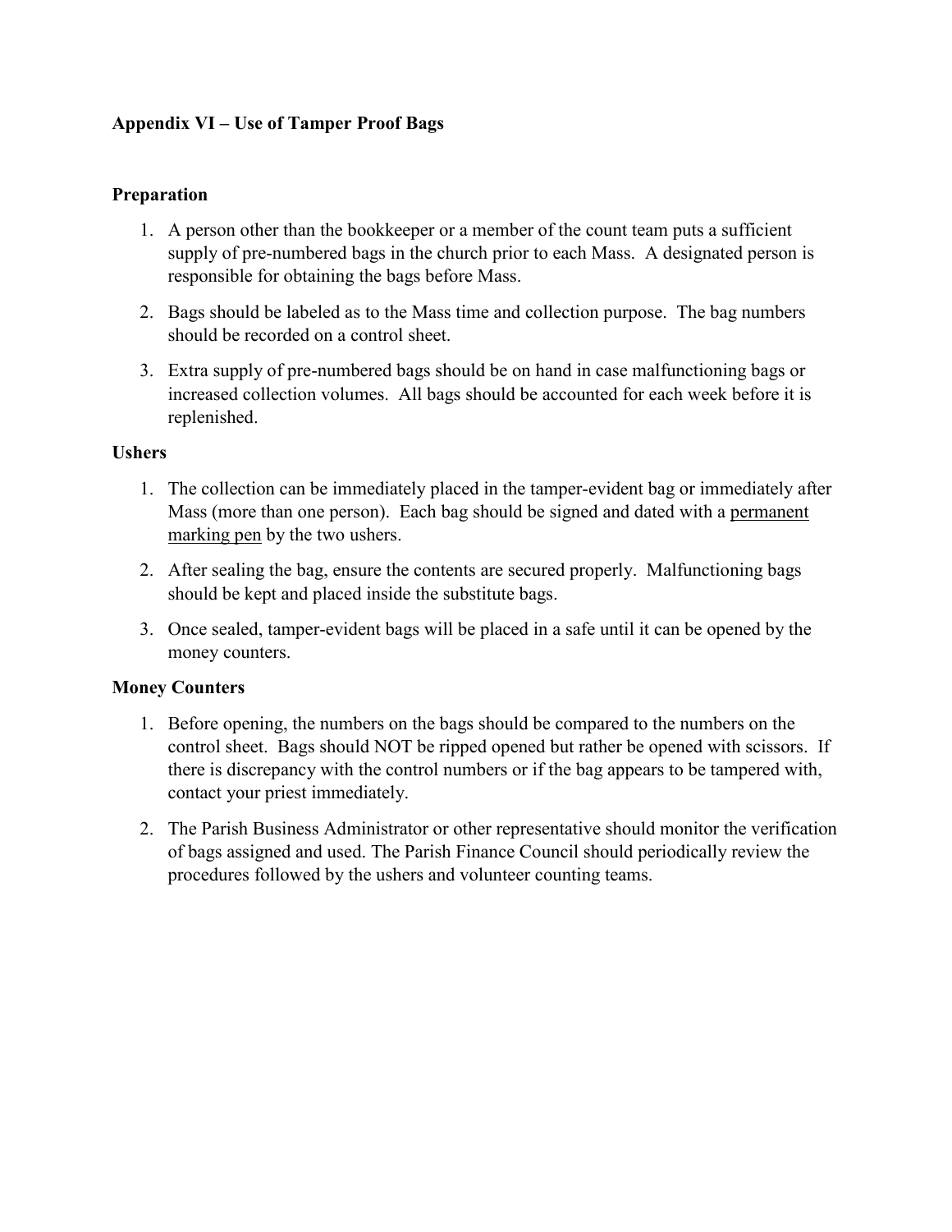**Appendix VI – Use of Tamper Proof Bags**

**Preparation**

1. A person other than the bookkeeper or a member of the count team puts a sufficient supply of pre-numbered bags in the church prior to each Mass. A designated person is responsible for obtaining the bags before Mass.

2. Bags should be labeled as to the Mass time and collection purpose. The bag numbers should be recorded on a control sheet.

3. Extra supply of pre-numbered bags should be on hand in case malfunctioning bags or increased collection volumes. All bags should be accounted for each week before it is replenished.

**Ushers**

1. The collection can be immediately placed in the tamper-evident bag or immediately after Mass (more than one person). Each bag should be signed and dated with a <u>permanent marking pen</u> by the two ushers.

2. After sealing the bag, ensure the contents are secured properly. Malfunctioning bags should be kept and placed inside the substitute bags.

3. Once sealed, tamper-evident bags will be placed in a safe until it can be opened by the money counters.

**Money Counters**

1. Before opening, the numbers on the bags should be compared to the numbers on the control sheet. Bags should NOT be ripped opened but rather be opened with scissors. If there is discrepancy with the control numbers or if the bag appears to be tampered with, contact your priest immediately.

2. The Parish Business Administrator or other representative should monitor the verification of bags assigned and used. The Parish Finance Council should periodically review the procedures followed by the ushers and volunteer counting teams.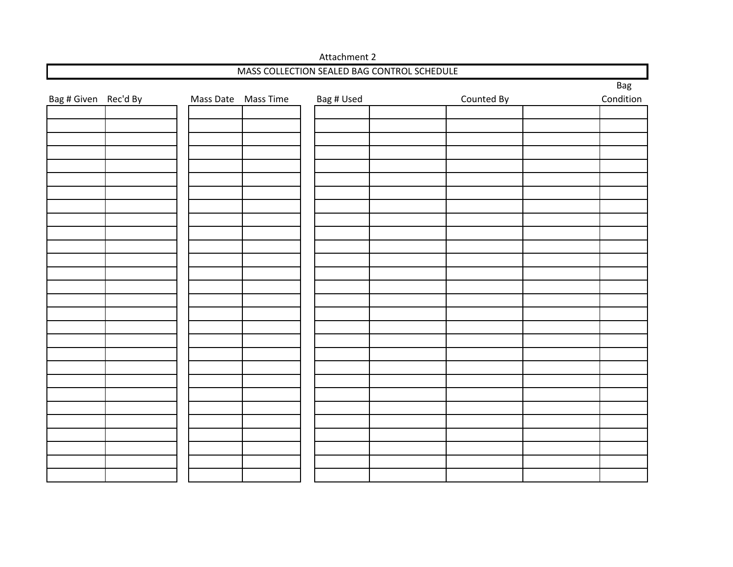Attachment 2

## MASS COLLECTION SEALED BAG CONTROL SCHEDULE

| Bag # Given | Rec'd By |
|---|---|
| | |
| | |
| | |
| | |
| | |
| | |
| | |
| | |
| | |
| | |
| | |
| | |
| | |
| | |
| | |
| | |
| | |
| | |
| | |
| | |
| | |
| | |
| | |
| | |
| | |
| | |
| | |
| | |

| Mass Date | Mass Time |
|---|---|
| | |
| | |
| | |
| | |
| | |
| | |
| | |
| | |
| | |
| | |
| | |
| | |
| | |
| | |
| | |
| | |
| | |
| | |
| | |
| | |
| | |
| | |
| | |
| | |
| | |
| | |
| | |
| | |

| Bag # Used | | Counted By | | Bag Condition |
|---|---|---|---|---|
| | | | | |
| | | | | |
| | | | | |
| | | | | |
| | | | | |
| | | | | |
| | | | | |
| | | | | |
| | | | | |
| | | | | |
| | | | | |
| | | | | |
| | | | | |
| | | | | |
| | | | | |
| | | | | |
| | | | | |
| | | | | |
| | | | | |
| | | | | |
| | | | | |
| | | | | |
| | | | | |
| | | | | |
| | | | | |
| | | | | |
| | | | | |
| | | | | |